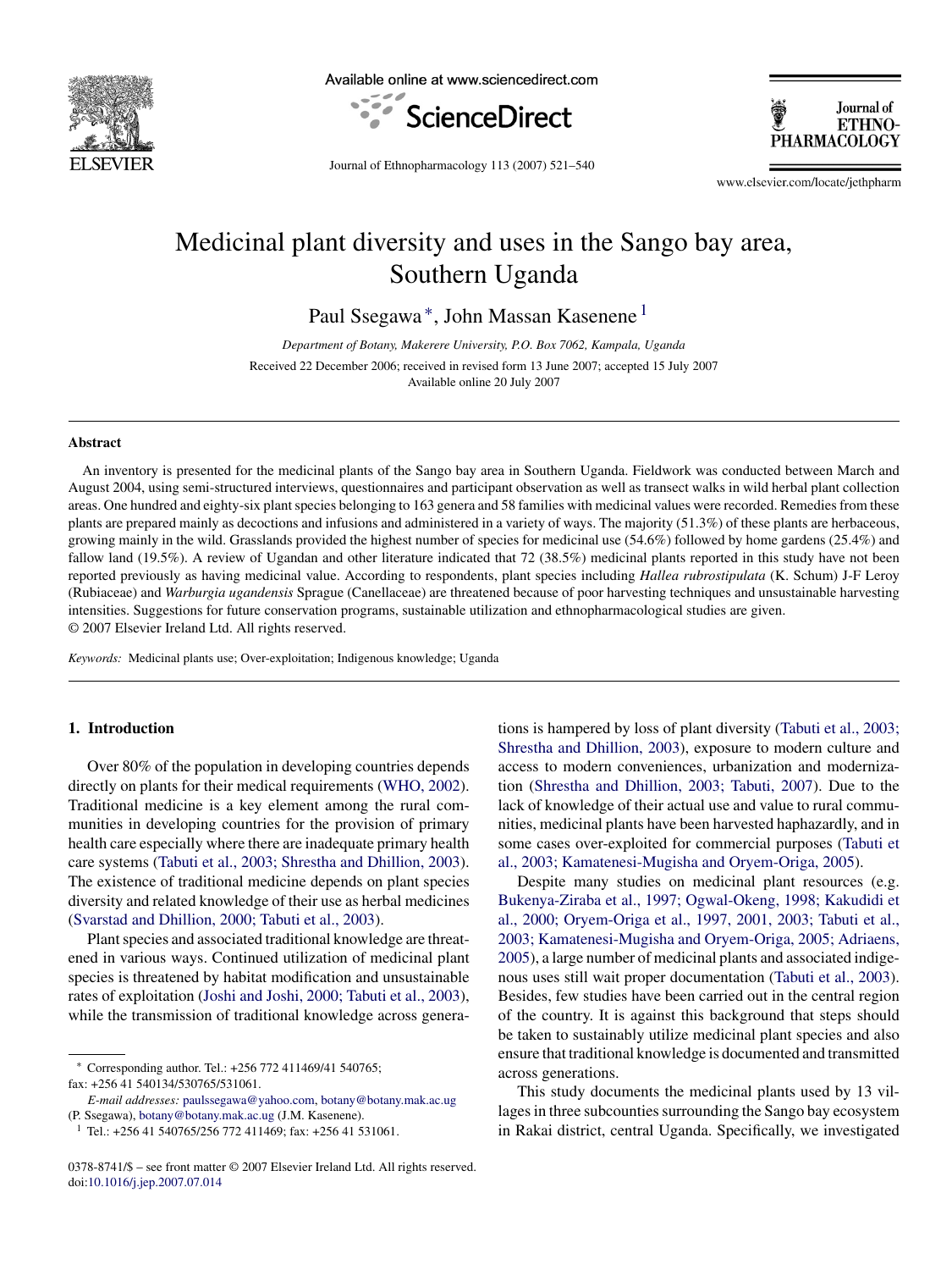# Medicinal plant diversity and uses in the Sango bay area, Southern Uganda

Paul Ssegawa *, John Massan Kasenene [1]

*Department of Botany, Makerere University, P.O. Box 7062, Kampala, Uganda*

Received 22 December 2006; received in revised form 13 June 2007; accepted 15 July 2007
Available online 20 July 2007

## Abstract

An inventory is presented for the medicinal plants of the Sango bay area in Southern Uganda. Fieldwork was conducted between March and August 2004, using semi-structured interviews, questionnaires and participant observation as well as transect walks in wild herbal plant collection areas. One hundred and eighty-six plant species belonging to 163 genera and 58 families with medicinal values were recorded. Remedies from these plants are prepared mainly as decoctions and infusions and administered in a variety of ways. The majority (51.3%) of these plants are herbaceous, growing mainly in the wild. Grasslands provided the highest number of species for medicinal use (54.6%) followed by home gardens (25.4%) and fallow land (19.5%). A review of Ugandan and other literature indicated that 72 (38.5%) medicinal plants reported in this study have not been reported previously as having medicinal value. According to respondents, plant species including *Hallea rubrostipulata* (K. Schum) J-F Leroy (Rubiaceae) and *Warburgia ugandensis* Sprague (Canellaceae) are threatened because of poor harvesting techniques and unsustainable harvesting intensities. Suggestions for future conservation programs, sustainable utilization and ethnopharmacological studies are given.
© 2007 Elsevier Ireland Ltd. All rights reserved.

*Keywords:* Medicinal plants use; Over-exploitation; Indigenous knowledge; Uganda

## 1. Introduction

Over 80% of the population in developing countries depends directly on plants for their medical requirements (WHO, 2002). Traditional medicine is a key element among the rural communities in developing countries for the provision of primary health care especially where there are inadequate primary health care systems (Tabuti et al., 2003; Shrestha and Dhillion, 2003). The existence of traditional medicine depends on plant species diversity and related knowledge of their use as herbal medicines (Svarstad and Dhillion, 2000; Tabuti et al., 2003).

Plant species and associated traditional knowledge are threatened in various ways. Continued utilization of medicinal plant species is threatened by habitat modification and unsustainable rates of exploitation (Joshi and Joshi, 2000; Tabuti et al., 2003), while the transmission of traditional knowledge across generations is hampered by loss of plant diversity (Tabuti et al., 2003; Shrestha and Dhillion, 2003), exposure to modern culture and access to modern conveniences, urbanization and modernization (Shrestha and Dhillion, 2003; Tabuti, 2007). Due to the lack of knowledge of their actual use and value to rural communities, medicinal plants have been harvested haphazardly, and in some cases over-exploited for commercial purposes (Tabuti et al., 2003; Kamatenesi-Mugisha and Oryem-Origa, 2005).

Despite many studies on medicinal plant resources (e.g. Bukenya-Ziraba et al., 1997; Ogwal-Okeng, 1998; Kakudidi et al., 2000; Oryem-Origa et al., 1997, 2001, 2003; Tabuti et al., 2003; Kamatenesi-Mugisha and Oryem-Origa, 2005; Adriaens, 2005), a large number of medicinal plants and associated indigenous uses still wait proper documentation (Tabuti et al., 2003). Besides, few studies have been carried out in the central region of the country. It is against this background that steps should be taken to sustainably utilize medicinal plant species and also ensure that traditional knowledge is documented and transmitted across generations.

This study documents the medicinal plants used by 13 villages in three subcounties surrounding the Sango bay ecosystem in Rakai district, central Uganda. Specifically, we investigated

---

* Corresponding author. Tel.: +256 772 411469/41 540765; fax: +256 41 540134/530765/531061.
*E-mail addresses:* paulssegawa@yahoo.com, botany@botany.mak.ac.ug (P. Ssegawa), botany@botany.mak.ac.ug (J.M. Kasenene).

[1] Tel.: +256 41 540765/256 772 411469; fax: +256 41 531061.

0378-8741/$ – see front matter © 2007 Elsevier Ireland Ltd. All rights reserved.
doi:10.1016/j.jep.2007.07.014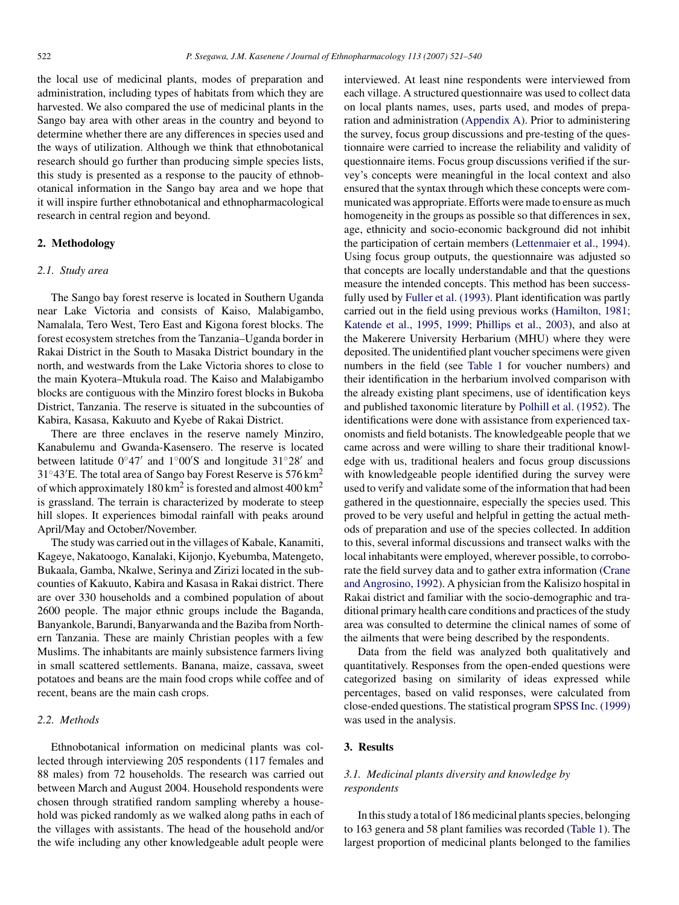the local use of medicinal plants, modes of preparation and administration, including types of habitats from which they are harvested. We also compared the use of medicinal plants in the Sango bay area with other areas in the country and beyond to determine whether there are any differences in species used and the ways of utilization. Although we think that ethnobotanical research should go further than producing simple species lists, this study is presented as a response to the paucity of ethnobotanical information in the Sango bay area and we hope that it will inspire further ethnobotanical and ethnopharmacological research in central region and beyond.

## 2. Methodology

### 2.1. Study area

The Sango bay forest reserve is located in Southern Uganda near Lake Victoria and consists of Kaiso, Malabigambo, Namalala, Tero West, Tero East and Kigona forest blocks. The forest ecosystem stretches from the Tanzania–Uganda border in Rakai District in the South to Masaka District boundary in the north, and westwards from the Lake Victoria shores to close to the main Kyotera–Mtukula road. The Kaiso and Malabigambo blocks are contiguous with the Minziro forest blocks in Bukoba District, Tanzania. The reserve is situated in the subcounties of Kabira, Kasasa, Kakuuto and Kyebe of Rakai District.

There are three enclaves in the reserve namely Minziro, Kanabulemu and Gwanda-Kasensero. The reserve is located between latitude 0°47′ and 1°00′S and longitude 31°28′ and 31°43′E. The total area of Sango bay Forest Reserve is 576 $km^2$ of which approximately 180 $km^2$ is forested and almost 400 $km^2$ is grassland. The terrain is characterized by moderate to steep hill slopes. It experiences bimodal rainfall with peaks around April/May and October/November.

The study was carried out in the villages of Kabale, Kanamiti, Kageye, Nakatoogo, Kanalaki, Kijonjo, Kyebumba, Matengeto, Bukaala, Gamba, Nkalwe, Serinya and Zirizi located in the subcounties of Kakuuto, Kabira and Kasasa in Rakai district. There are over 330 households and a combined population of about 2600 people. The major ethnic groups include the Baganda, Banyankole, Barundi, Banyarwanda and the Baziba from Northern Tanzania. These are mainly Christian peoples with a few Muslims. The inhabitants are mainly subsistence farmers living in small scattered settlements. Banana, maize, cassava, sweet potatoes and beans are the main food crops while coffee and of recent, beans are the main cash crops.

### 2.2. Methods

Ethnobotanical information on medicinal plants was collected through interviewing 205 respondents (117 females and 88 males) from 72 households. The research was carried out between March and August 2004. Household respondents were chosen through stratified random sampling whereby a household was picked randomly as we walked along paths in each of the villages with assistants. The head of the household and/or the wife including any other knowledgeable adult people were interviewed. At least nine respondents were interviewed from each village. A structured questionnaire was used to collect data on local plants names, uses, parts used, and modes of preparation and administration (Appendix A). Prior to administering the survey, focus group discussions and pre-testing of the questionnaire were carried to increase the reliability and validity of questionnaire items. Focus group discussions verified if the survey's concepts were meaningful in the local context and also ensured that the syntax through which these concepts were communicated was appropriate. Efforts were made to ensure as much homogeneity in the groups as possible so that differences in sex, age, ethnicity and socio-economic background did not inhibit the participation of certain members (Lettenmaier et al., 1994). Using focus group outputs, the questionnaire was adjusted so that concepts are locally understandable and that the questions measure the intended concepts. This method has been successfully used by Fuller et al. (1993). Plant identification was partly carried out in the field using previous works (Hamilton, 1981; Katende et al., 1995, 1999; Phillips et al., 2003), and also at the Makerere University Herbarium (MHU) where they were deposited. The unidentified plant voucher specimens were given numbers in the field (see Table 1 for voucher numbers) and their identification in the herbarium involved comparison with the already existing plant specimens, use of identification keys and published taxonomic literature by Polhill et al. (1952). The identifications were done with assistance from experienced taxonomists and field botanists. The knowledgeable people that we came across and were willing to share their traditional knowledge with us, traditional healers and focus group discussions with knowledgeable people identified during the survey were used to verify and validate some of the information that had been gathered in the questionnaire, especially the species used. This proved to be very useful and helpful in getting the actual methods of preparation and use of the species collected. In addition to this, several informal discussions and transect walks with the local inhabitants were employed, wherever possible, to corroborate the field survey data and to gather extra information (Crane and Angrosino, 1992). A physician from the Kalisizo hospital in Rakai district and familiar with the socio-demographic and traditional primary health care conditions and practices of the study area was consulted to determine the clinical names of some of the ailments that were being described by the respondents.

Data from the field was analyzed both qualitatively and quantitatively. Responses from the open-ended questions were categorized basing on similarity of ideas expressed while percentages, based on valid responses, were calculated from close-ended questions. The statistical program SPSS Inc. (1999) was used in the analysis.

## 3. Results

### 3.1. Medicinal plants diversity and knowledge by respondents

In this study a total of 186 medicinal plants species, belonging to 163 genera and 58 plant families was recorded (Table 1). The largest proportion of medicinal plants belonged to the families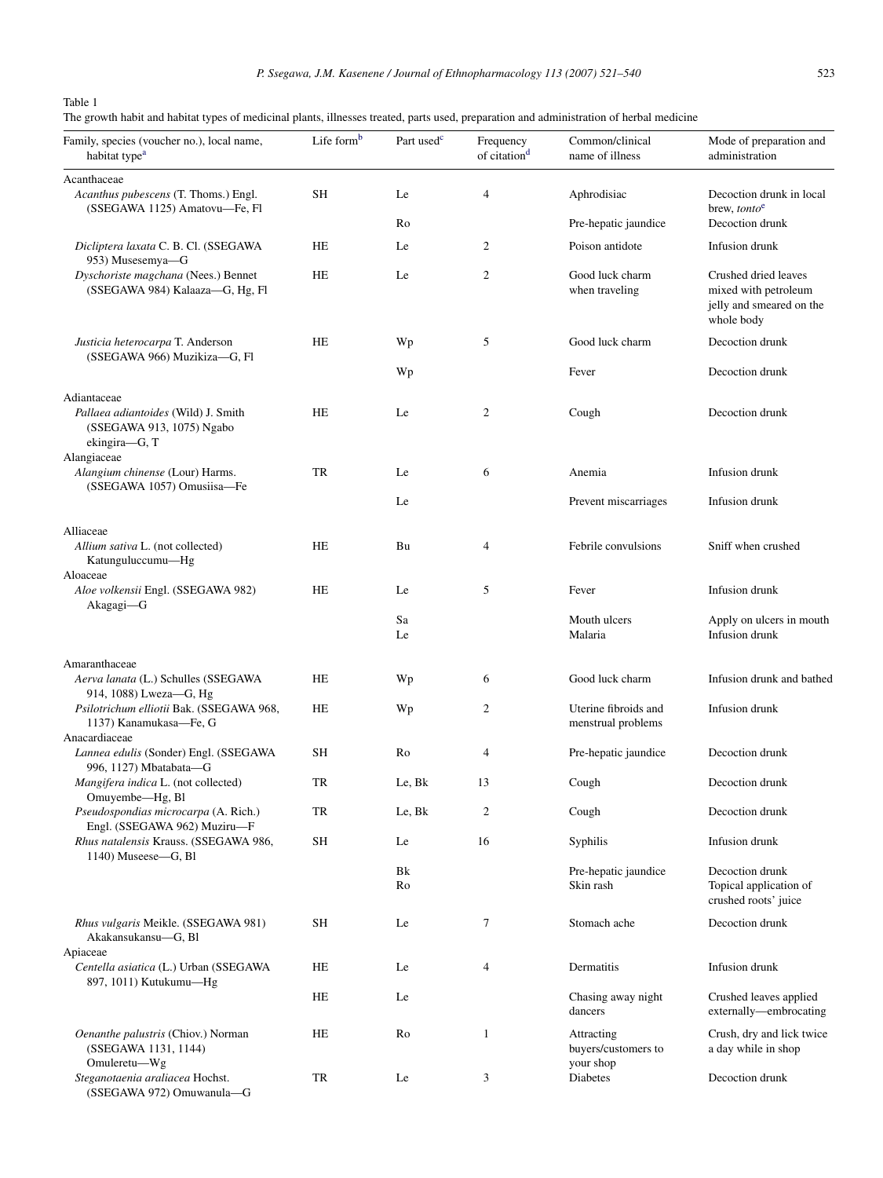Table 1
The growth habit and habitat types of medicinal plants, illnesses treated, parts used, preparation and administration of herbal medicine

| Family, species (voucher no.), local name, habitat type[a] | Life form[b] | Part used[c] | Frequency of citation[d] | Common/clinical name of illness | Mode of preparation and administration |
|---|---|---|---|---|---|
| Acanthaceae | | | | | |
| *Acanthus pubescens* (T. Thoms.) Engl. (SSEGAWA 1125) Amatovu—Fe, Fl | SH | Le | 4 | Aphrodisiac | Decoction drunk in local brew, *tonto*[e] |
| | | Ro | | Pre-hepatic jaundice | Decoction drunk |
| *Dicliptera laxata* C. B. Cl. (SSEGAWA 953) Musesemya—G | HE | Le | 2 | Poison antidote | Infusion drunk |
| *Dyschoriste magchana* (Nees.) Bennet (SSEGAWA 984) Kalaaza—G, Hg, Fl | HE | Le | 2 | Good luck charm when traveling | Crushed dried leaves mixed with petroleum jelly and smeared on the whole body |
| *Justicia heterocarpa* T. Anderson (SSEGAWA 966) Muzikiza—G, Fl | HE | Wp | 5 | Good luck charm | Decoction drunk |
| | | Wp | | Fever | Decoction drunk |
| Adiantaceae | | | | | |
| *Pallaea adiantoides* (Wild) J. Smith (SSEGAWA 913, 1075) Ngabo ekingira—G, T | HE | Le | 2 | Cough | Decoction drunk |
| Alangiaceae | | | | | |
| *Alangium chinense* (Lour) Harms. (SSEGAWA 1057) Omusiisa—Fe | TR | Le | 6 | Anemia | Infusion drunk |
| | | Le | | Prevent miscarriages | Infusion drunk |
| Alliaceae | | | | | |
| *Allium sativa* L. (not collected) Katunguluccumu—Hg | HE | Bu | 4 | Febrile convulsions | Sniff when crushed |
| Aloaceae | | | | | |
| *Aloe volkensii* Engl. (SSEGAWA 982) Akagagi—G | HE | Le | 5 | Fever | Infusion drunk |
| | | Sa | | Mouth ulcers | Apply on ulcers in mouth |
| | | Le | | Malaria | Infusion drunk |
| Amaranthaceae | | | | | |
| *Aerva lanata* (L.) Schulles (SSEGAWA 914, 1088) Lweza—G, Hg | HE | Wp | 6 | Good luck charm | Infusion drunk and bathed |
| *Psilotrichum elliotii* Bak. (SSEGAWA 968, 1137) Kanamukasa—Fe, G | HE | Wp | 2 | Uterine fibroids and menstrual problems | Infusion drunk |
| Anacardiaceae | | | | | |
| *Lannea edulis* (Sonder) Engl. (SSEGAWA 996, 1127) Mbatabata—G | SH | Ro | 4 | Pre-hepatic jaundice | Decoction drunk |
| *Mangifera indica* L. (not collected) Omuyembe—Hg, Bl | TR | Le, Bk | 13 | Cough | Decoction drunk |
| *Pseudospondias microcarpa* (A. Rich.) Engl. (SSEGAWA 962) Muziru—F | TR | Le, Bk | 2 | Cough | Decoction drunk |
| *Rhus natalensis* Krauss. (SSEGAWA 986, 1140) Museese—G, Bl | SH | Le | 16 | Syphilis | Infusion drunk |
| | | Bk | | Pre-hepatic jaundice | Decoction drunk |
| | | Ro | | Skin rash | Topical application of crushed roots' juice |
| *Rhus vulgaris* Meikle. (SSEGAWA 981) Akakansukansu—G, Bl | SH | Le | 7 | Stomach ache | Decoction drunk |
| Apiaceae | | | | | |
| *Centella asiatica* (L.) Urban (SSEGAWA 897, 1011) Kutukumu—Hg | HE | Le | 4 | Dermatitis | Infusion drunk |
| | HE | Le | | Chasing away night dancers | Crushed leaves applied externally—embrocating |
| *Oenanthe palustris* (Chiov.) Norman (SSEGAWA 1131, 1144) Omuleretu—Wg | HE | Ro | 1 | Attracting buyers/customers to your shop | Crush, dry and lick twice a day while in shop |
| *Steganotaenia araliacea* Hochst. (SSEGAWA 972) Omuwanula—G | TR | Le | 3 | Diabetes | Decoction drunk |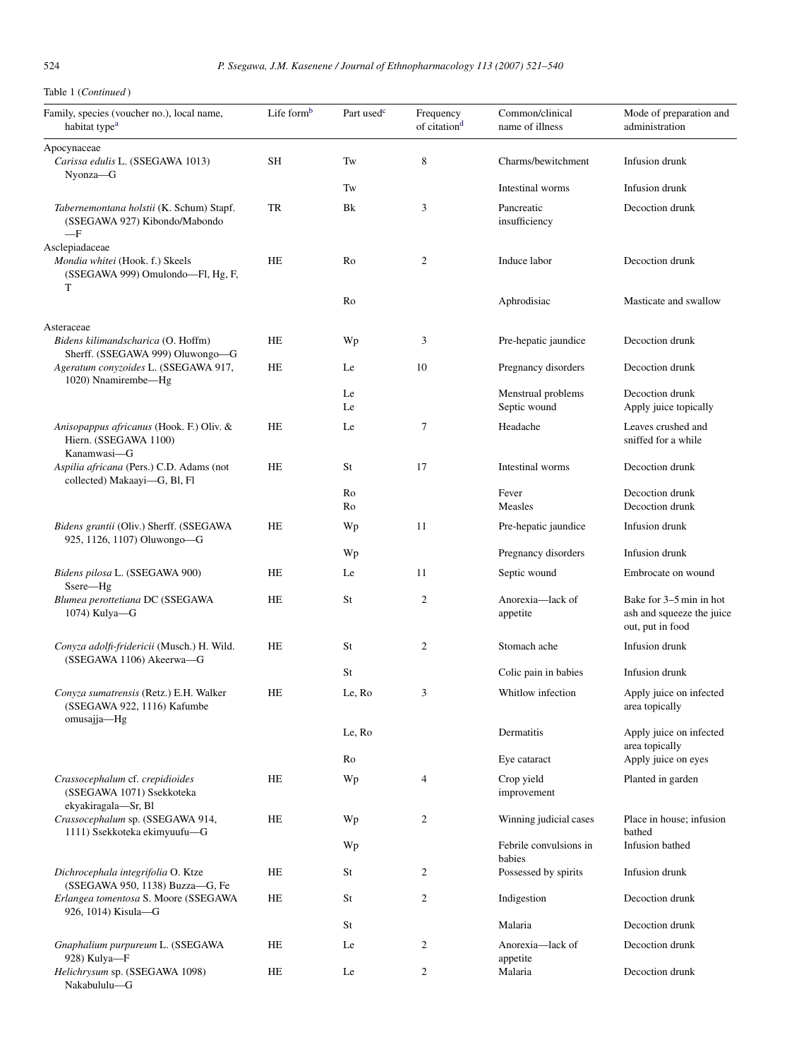Table 1 (*Continued*)

| Family, species (voucher no.), local name, habitat type[a] | Life form[b] | Part used[c] | Frequency of citation[d] | Common/clinical name of illness | Mode of preparation and administration |
|---|---|---|---|---|---|
| Apocynaceae | | | | | |
| *Carissa edulis* L. (SSEGAWA 1013) Nyonza—G | SH | Tw | 8 | Charms/bewitchment | Infusion drunk |
| | | Tw | | Intestinal worms | Infusion drunk |
| *Tabernemontana holstii* (K. Schum) Stapf. (SSEGAWA 927) Kibondo/Mabondo —F | TR | Bk | 3 | Pancreatic insufficiency | Decoction drunk |
| Asclepiadaceae | | | | | |
| *Mondia whitei* (Hook. f.) Skeels (SSEGAWA 999) Omulondo—Fl, Hg, F, T | HE | Ro | 2 | Induce labor | Decoction drunk |
| | | Ro | | Aphrodisiac | Masticate and swallow |
| Asteraceae | | | | | |
| *Bidens kilimandscharica* (O. Hoffm) Sherff. (SSEGAWA 999) Oluwongo—G | HE | Wp | 3 | Pre-hepatic jaundice | Decoction drunk |
| *Ageratum conyzoides* L. (SSEGAWA 917, 1020) Nnamirembe—Hg | HE | Le | 10 | Pregnancy disorders | Decoction drunk |
| | | Le | | Menstrual problems | Decoction drunk |
| | | Le | | Septic wound | Apply juice topically |
| *Anisopappus africanus* (Hook. F.) Oliv. & Hiern. (SSEGAWA 1100) Kanamwasi—G | HE | Le | 7 | Headache | Leaves crushed and sniffed for a while |
| *Aspilia africana* (Pers.) C.D. Adams (not collected) Makaayi—G, Bl, Fl | HE | St | 17 | Intestinal worms | Decoction drunk |
| | | Ro | | Fever | Decoction drunk |
| | | Ro | | Measles | Decoction drunk |
| *Bidens grantii* (Oliv.) Sherff. (SSEGAWA 925, 1126, 1107) Oluwongo—G | HE | Wp | 11 | Pre-hepatic jaundice | Infusion drunk |
| | | Wp | | Pregnancy disorders | Infusion drunk |
| *Bidens pilosa* L. (SSEGAWA 900) Ssere—Hg | HE | Le | 11 | Septic wound | Embrocate on wound |
| *Blumea perottetiana* DC (SSEGAWA 1074) Kulya—G | HE | St | 2 | Anorexia—lack of appetite | Bake for 3–5 min in hot ash and squeeze the juice out, put in food |
| *Conyza adolfi-fridericii* (Musch.) H. Wild. (SSEGAWA 1106) Akeerwa—G | HE | St | 2 | Stomach ache | Infusion drunk |
| | | St | | Colic pain in babies | Infusion drunk |
| *Conyza sumatrensis* (Retz.) E.H. Walker (SSEGAWA 922, 1116) Kafumbe omusajja—Hg | HE | Le, Ro | 3 | Whitlow infection | Apply juice on infected area topically |
| | | Le, Ro | | Dermatitis | Apply juice on infected area topically |
| | | Ro | | Eye cataract | Apply juice on eyes |
| *Crassocephalum* cf. *crepidioides* (SSEGAWA 1071) Ssekkoteka ekyakiragala—Sr, Bl | HE | Wp | 4 | Crop yield improvement | Planted in garden |
| *Crassocephalum* sp. (SSEGAWA 914, 1111) Ssekkoteka ekimyuufu—G | HE | Wp | 2 | Winning judicial cases | Place in house; infusion bathed |
| | | Wp | | Febrile convulsions in babies | Infusion bathed |
| *Dichrocephala integrifolia* O. Ktze (SSEGAWA 950, 1138) Buzza—G, Fe | HE | St | 2 | Possessed by spirits | Infusion drunk |
| *Erlangea tomentosa* S. Moore (SSEGAWA 926, 1014) Kisula—G | HE | St | 2 | Indigestion | Decoction drunk |
| | | St | | Malaria | Decoction drunk |
| *Gnaphalium purpureum* L. (SSEGAWA 928) Kulya—F | HE | Le | 2 | Anorexia—lack of appetite | Decoction drunk |
| *Helichrysum* sp. (SSEGAWA 1098) Nakabululu—G | HE | Le | 2 | Malaria | Decoction drunk |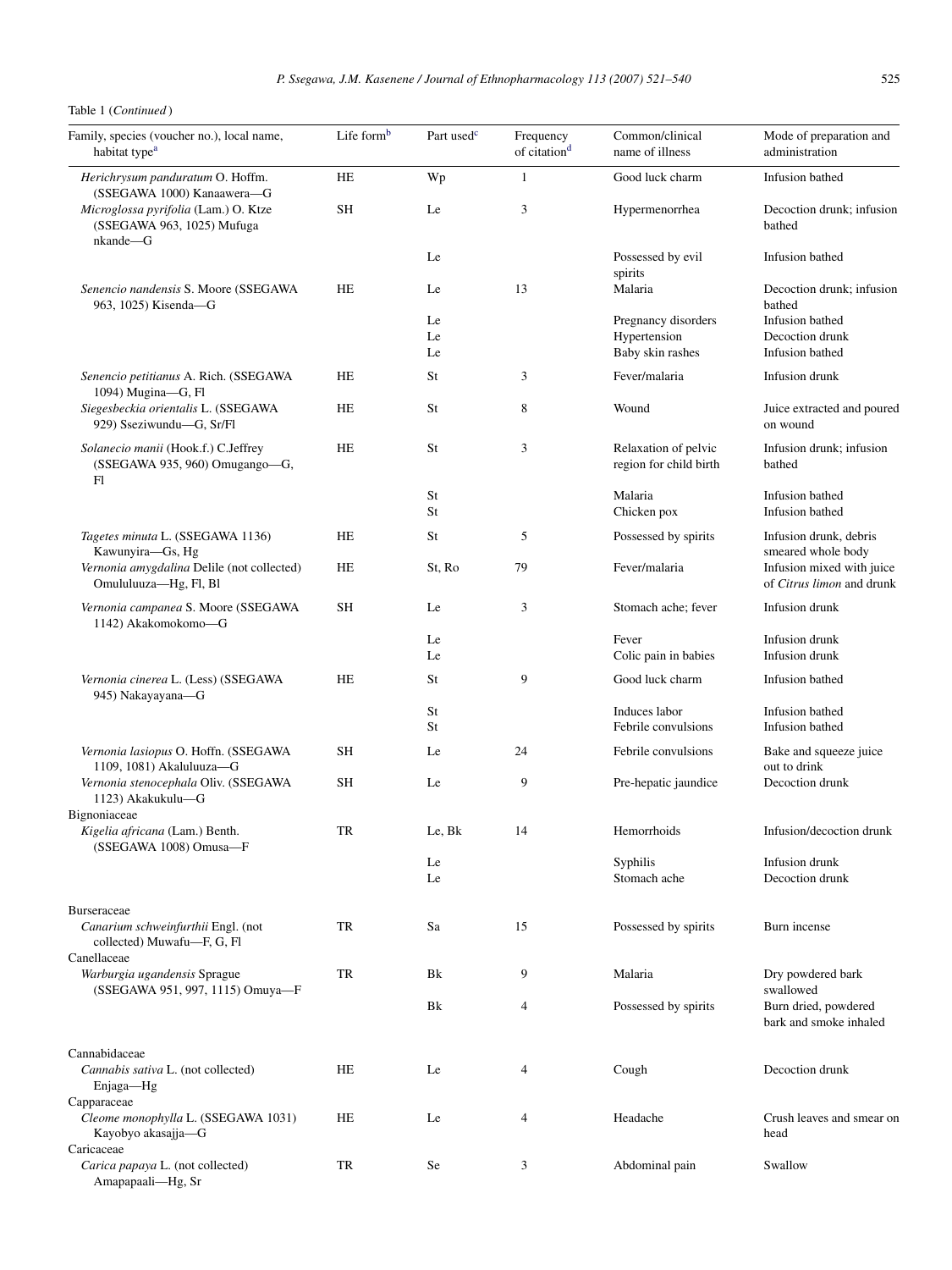Table 1 (*Continued*)

| Family, species (voucher no.), local name, habitat type[a] | Life form[b] | Part used[c] | Frequency of citation[d] | Common/clinical name of illness | Mode of preparation and administration |
|---|---|---|---|---|---|
| *Herichrysum panduratum* O. Hoffm. (SSEGAWA 1000) Kanaawera—G | HE | Wp | 1 | Good luck charm | Infusion bathed |
| *Microglossa pyrifolia* (Lam.) O. Ktze (SSEGAWA 963, 1025) Mufuga nkande—G | SH | Le | 3 | Hypermenorrhea | Decoction drunk; infusion bathed |
| | | Le | | Possessed by evil spirits | Infusion bathed |
| *Senencio nandensis* S. Moore (SSEGAWA 963, 1025) Kisenda—G | HE | Le | 13 | Malaria | Decoction drunk; infusion bathed |
| | | Le | | Pregnancy disorders | Infusion bathed |
| | | Le | | Hypertension | Decoction drunk |
| | | Le | | Baby skin rashes | Infusion bathed |
| *Senencio petitianus* A. Rich. (SSEGAWA 1094) Mugina—G, Fl | HE | St | 3 | Fever/malaria | Infusion drunk |
| *Siegesbeckia orientalis* L. (SSEGAWA 929) Sseziwundu—G, Sr/Fl | HE | St | 8 | Wound | Juice extracted and poured on wound |
| *Solanecio manii* (Hook.f.) C.Jeffrey (SSEGAWA 935, 960) Omugango—G, Fl | HE | St | 3 | Relaxation of pelvic region for child birth | Infusion drunk; infusion bathed |
| | | St | | Malaria | Infusion bathed |
| | | St | | Chicken pox | Infusion bathed |
| *Tagetes minuta* L. (SSEGAWA 1136) Kawunyira—Gs, Hg | HE | St | 5 | Possessed by spirits | Infusion drunk, debris smeared whole body |
| *Vernonia amygdalina* Delile (not collected) Omululuuza—Hg, Fl, Bl | HE | St, Ro | 79 | Fever/malaria | Infusion mixed with juice of *Citrus limon* and drunk |
| *Vernonia campanea* S. Moore (SSEGAWA 1142) Akakomokomo—G | SH | Le | 3 | Stomach ache; fever | Infusion drunk |
| | | Le | | Fever | Infusion drunk |
| | | Le | | Colic pain in babies | Infusion drunk |
| *Vernonia cinerea* L. (Less) (SSEGAWA 945) Nakayayana—G | HE | St | 9 | Good luck charm | Infusion bathed |
| | | St | | Induces labor | Infusion bathed |
| | | St | | Febrile convulsions | Infusion bathed |
| *Vernonia lasiopus* O. Hoffn. (SSEGAWA 1109, 1081) Akaluluuza—G | SH | Le | 24 | Febrile convulsions | Bake and squeeze juice out to drink |
| *Vernonia stenocephala* Oliv. (SSEGAWA 1123) Akakukulu—G | SH | Le | 9 | Pre-hepatic jaundice | Decoction drunk |
| Bignoniaceae | | | | | |
| *Kigelia africana* (Lam.) Benth. (SSEGAWA 1008) Omusa—F | TR | Le, Bk | 14 | Hemorrhoids | Infusion/decoction drunk |
| | | Le | | Syphilis | Infusion drunk |
| | | Le | | Stomach ache | Decoction drunk |
| Burseraceae | | | | | |
| *Canarium schweinfurthii* Engl. (not collected) Muwafu—F, G, Fl | TR | Sa | 15 | Possessed by spirits | Burn incense |
| Canellaceae | | | | | |
| *Warburgia ugandensis* Sprague (SSEGAWA 951, 997, 1115) Omuya—F | TR | Bk | 9 | Malaria | Dry powdered bark swallowed |
| | | Bk | 4 | Possessed by spirits | Burn dried, powdered bark and smoke inhaled |
| Cannabidaceae | | | | | |
| *Cannabis sativa* L. (not collected) Enjaga—Hg | HE | Le | 4 | Cough | Decoction drunk |
| Capparaceae | | | | | |
| *Cleome monophylla* L. (SSEGAWA 1031) Kayobyo akasajja—G | HE | Le | 4 | Headache | Crush leaves and smear on head |
| Caricaceae | | | | | |
| *Carica papaya* L. (not collected) Amapapaali—Hg, Sr | TR | Se | 3 | Abdominal pain | Swallow |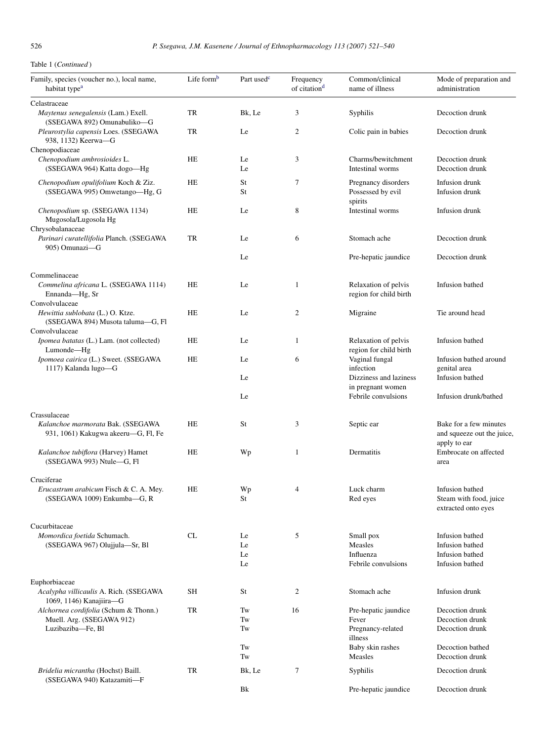Table 1 (*Continued*)

| Family, species (voucher no.), local name, habitat type[a] | Life form[b] | Part used[c] | Frequency of citation[d] | Common/clinical name of illness | Mode of preparation and administration |
|---|---|---|---|---|---|
| Celastraceae | | | | | |
| *Maytenus senegalensis* (Lam.) Exell. (SSEGAWA 892) Omunabuliko—G | TR | Bk, Le | 3 | Syphilis | Decoction drunk |
| *Pleurostylia capensis* Loes. (SSEGAWA 938, 1132) Keerwa—G | TR | Le | 2 | Colic pain in babies | Decoction drunk |
| Chenopodiaceae | | | | | |
| *Chenopodium ambrosioides* L. (SSEGAWA 964) Katta dogo—Hg | HE | Le | 3 | Charms/bewitchment | Decoction drunk |
| | | Le | | Intestinal worms | Decoction drunk |
| *Chenopodium opulifolium* Koch & Ziz. (SSEGAWA 995) Omwetango—Hg, G | HE | St | 7 | Pregnancy disorders | Infusion drunk |
| | | St | | Possessed by evil spirits | Infusion drunk |
| *Chenopodium* sp. (SSEGAWA 1134) Mugosola/Lugosola Hg | HE | Le | 8 | Intestinal worms | Infusion drunk |
| Chrysobalanaceae | | | | | |
| *Parinari curatellifolia* Planch. (SSEGAWA 905) Omunazi—G | TR | Le | 6 | Stomach ache | Decoction drunk |
| | | Le | | Pre-hepatic jaundice | Decoction drunk |
| Commelinaceae | | | | | |
| *Commelina africana* L. (SSEGAWA 1114) Ennanda—Hg, Sr | HE | Le | 1 | Relaxation of pelvis region for child birth | Infusion bathed |
| Convolvulaceae | | | | | |
| *Hewittia sublobata* (L.) O. Ktze. (SSEGAWA 894) Musota taluma—G, Fl | HE | Le | 2 | Migraine | Tie around head |
| Convolvulaceae | | | | | |
| *Ipomea batatas* (L.) Lam. (not collected) Lumonde—Hg | HE | Le | 1 | Relaxation of pelvis region for child birth | Infusion bathed |
| *Ipomoea cairica* (L.) Sweet. (SSEGAWA 1117) Kalanda lugo—G | HE | Le | 6 | Vaginal fungal infection | Infusion bathed around genital area |
| | | Le | | Dizziness and laziness in pregnant women | Infusion bathed |
| | | Le | | Febrile convulsions | Infusion drunk/bathed |
| Crassulaceae | | | | | |
| *Kalanchoe marmorata* Bak. (SSEGAWA 931, 1061) Kakugwa akeeru—G, Fl, Fe | HE | St | 3 | Septic ear | Bake for a few minutes and squeeze out the juice, apply to ear |
| *Kalanchoe tubiflora* (Harvey) Hamet (SSEGAWA 993) Ntule—G, Fl | HE | Wp | 1 | Dermatitis | Embrocate on affected area |
| Cruciferae | | | | | |
| *Erucastrum arabicum* Fisch & C. A. Mey. (SSEGAWA 1009) Enkumba—G, R | HE | Wp | 4 | Luck charm | Infusion bathed |
| | | St | | Red eyes | Steam with food, juice extracted onto eyes |
| Cucurbitaceae | | | | | |
| *Momordica foetida* Schumach. (SSEGAWA 967) Olujjula—Sr, Bl | CL | Le | 5 | Small pox | Infusion bathed |
| | | Le | | Measles | Infusion bathed |
| | | Le | | Influenza | Infusion bathed |
| | | Le | | Febrile convulsions | Infusion bathed |
| Euphorbiaceae | | | | | |
| *Acalypha villicaulis* A. Rich. (SSEGAWA 1069, 1146) Kanajiira—G | SH | St | 2 | Stomach ache | Infusion drunk |
| *Alchornea cordifolia* (Schum & Thonn.) Muell. Arg. (SSEGAWA 912) Luzibaziba—Fe, Bl | TR | Tw | 16 | Pre-hepatic jaundice | Decoction drunk |
| | | Tw | | Fever | Decoction drunk |
| | | Tw | | Pregnancy-related illness | Decoction drunk |
| | | Tw | | Baby skin rashes | Decoction bathed |
| | | Tw | | Measles | Decoction drunk |
| *Bridelia micrantha* (Hochst) Baill. (SSEGAWA 940) Katazamiti—F | TR | Bk, Le | 7 | Syphilis | Decoction drunk |
| | | Bk | | Pre-hepatic jaundice | Decoction drunk |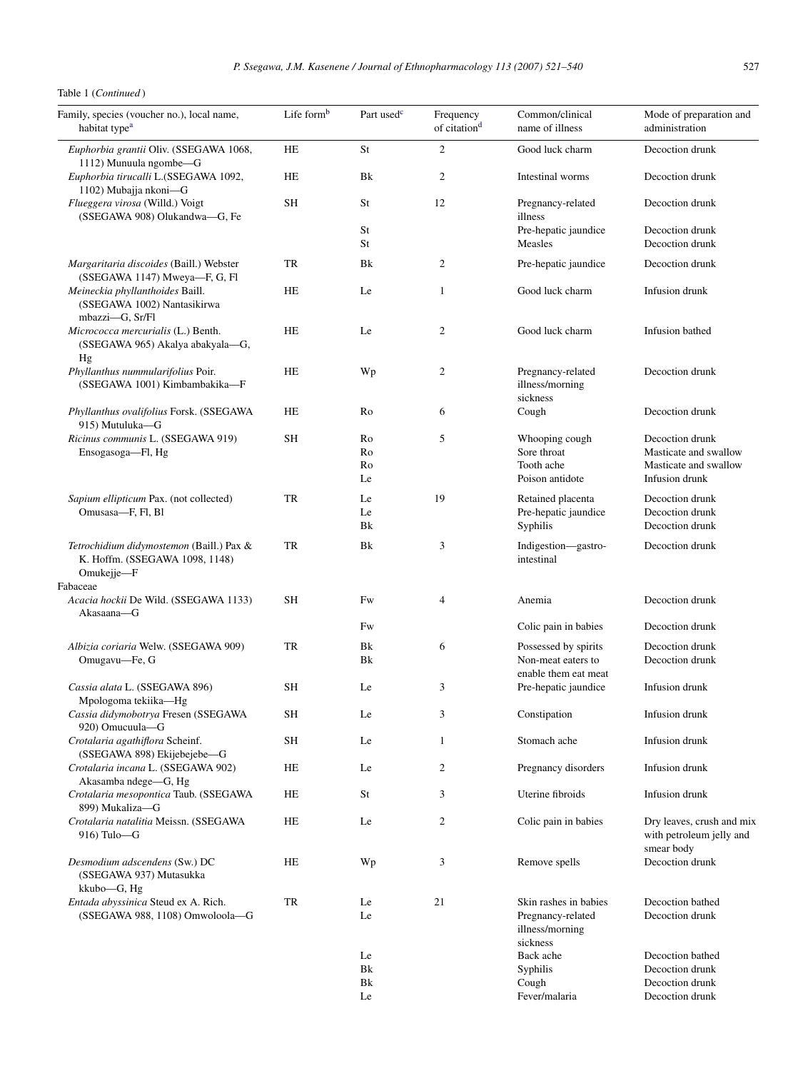Table 1 (*Continued*)

| Family, species (voucher no.), local name, habitat type[a] | Life form[b] | Part used[c] | Frequency of citation[d] | Common/clinical name of illness | Mode of preparation and administration |
|---|---|---|---|---|---|
| *Euphorbia grantii* Oliv. (SSEGAWA 1068, 1112) Munuula ngombe—G | HE | St | 2 | Good luck charm | Decoction drunk |
| *Euphorbia tirucalli* L.(SSEGAWA 1092, 1102) Mubajja nkoni—G | HE | Bk | 2 | Intestinal worms | Decoction drunk |
| *Flueggera virosa* (Willd.) Voigt (SSEGAWA 908) Olukandwa—G, Fe | SH | St | 12 | Pregnancy-related illness | Decoction drunk |
| | | St | | Pre-hepatic jaundice | Decoction drunk |
| | | St | | Measles | Decoction drunk |
| *Margaritaria discoides* (Baill.) Webster (SSEGAWA 1147) Mweya—F, G, Fl | TR | Bk | 2 | Pre-hepatic jaundice | Decoction drunk |
| *Meineckia phyllanthoides* Baill. (SSEGAWA 1002) Nantasikirwa mbazzi—G, Sr/Fl | HE | Le | 1 | Good luck charm | Infusion drunk |
| *Micrococca mercurialis* (L.) Benth. (SSEGAWA 965) Akalya abakyala—G, Hg | HE | Le | 2 | Good luck charm | Infusion bathed |
| *Phyllanthus nummularifolius* Poir. (SSEGAWA 1001) Kimbambakika—F | HE | Wp | 2 | Pregnancy-related illness/morning sickness | Decoction drunk |
| *Phyllanthus ovalifolius* Forsk. (SSEGAWA 915) Mutuluka—G | HE | Ro | 6 | Cough | Decoction drunk |
| *Ricinus communis* L. (SSEGAWA 919) Ensogasoga—Fl, Hg | SH | Ro | 5 | Whooping cough | Decoction drunk |
| | | Ro | | Sore throat | Masticate and swallow |
| | | Ro | | Tooth ache | Masticate and swallow |
| | | Le | | Poison antidote | Infusion drunk |
| *Sapium ellipticum* Pax. (not collected) Omusasa—F, Fl, Bl | TR | Le | 19 | Retained placenta | Decoction drunk |
| | | Le | | Pre-hepatic jaundice | Decoction drunk |
| | | Bk | | Syphilis | Decoction drunk |
| *Tetrochidium didymostemon* (Baill.) Pax & K. Hoffm. (SSEGAWA 1098, 1148) Omukejje—F | TR | Bk | 3 | Indigestion—gastro-intestinal | Decoction drunk |
| Fabaceae | | | | | |
| *Acacia hockii* De Wild. (SSEGAWA 1133) Akasaana—G | SH | Fw | 4 | Anemia | Decoction drunk |
| | | Fw | | Colic pain in babies | Decoction drunk |
| *Albizia coriaria* Welw. (SSEGAWA 909) Omugavu—Fe, G | TR | Bk | 6 | Possessed by spirits | Decoction drunk |
| | | Bk | | Non-meat eaters to enable them eat meat | Decoction drunk |
| *Cassia alata* L. (SSEGAWA 896) Mpologoma tekiika—Hg | SH | Le | 3 | Pre-hepatic jaundice | Infusion drunk |
| *Cassia didymobotrya* Fresen (SSEGAWA 920) Omucuula—G | SH | Le | 3 | Constipation | Infusion drunk |
| *Crotalaria agathiflora* Scheinf. (SSEGAWA 898) Ekijebejebe—G | SH | Le | 1 | Stomach ache | Infusion drunk |
| *Crotalaria incana* L. (SSEGAWA 902) Akasamba ndege—G, Hg | HE | Le | 2 | Pregnancy disorders | Infusion drunk |
| *Crotalaria mesopontica* Taub. (SSEGAWA 899) Mukaliza—G | HE | St | 3 | Uterine fibroids | Infusion drunk |
| *Crotalaria natalitia* Meissn. (SSEGAWA 916) Tulo—G | HE | Le | 2 | Colic pain in babies | Dry leaves, crush and mix with petroleum jelly and smear body |
| *Desmodium adscendens* (Sw.) DC (SSEGAWA 937) Mutasukka kkubo—G, Hg | HE | Wp | 3 | Remove spells | Decoction drunk |
| *Entada abyssinica* Steud ex A. Rich. (SSEGAWA 988, 1108) Omwoloola—G | TR | Le | 21 | Skin rashes in babies | Decoction bathed |
| | | Le | | Pregnancy-related illness/morning sickness | Decoction drunk |
| | | Le | | Back ache | Decoction bathed |
| | | Bk | | Syphilis | Decoction drunk |
| | | Bk | | Cough | Decoction drunk |
| | | Le | | Fever/malaria | Decoction drunk |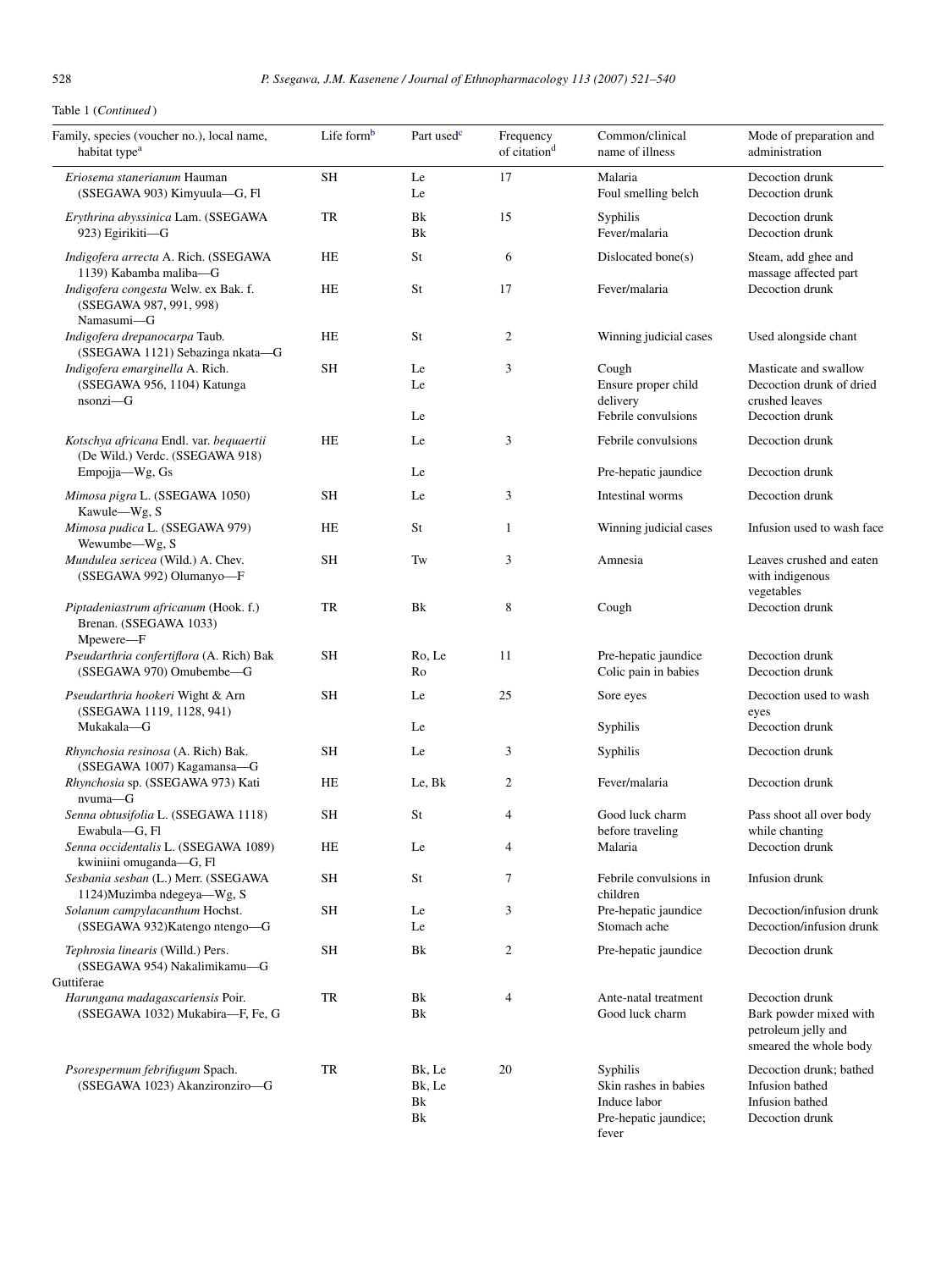Table 1 (*Continued*)

| Family, species (voucher no.), local name, habitat type[a] | Life form[b] | Part used[c] | Frequency of citation[d] | Common/clinical name of illness | Mode of preparation and administration |
|---|---|---|---|---|---|
| *Eriosema stanerianum* Hauman (SSEGAWA 903) Kimyuula—G, Fl | SH | Le | 17 | Malaria | Decoction drunk |
| | | Le | | Foul smelling belch | Decoction drunk |
| *Erythrina abyssinica* Lam. (SSEGAWA 923) Egirikiti—G | TR | Bk | 15 | Syphilis | Decoction drunk |
| | | Bk | | Fever/malaria | Decoction drunk |
| *Indigofera arrecta* A. Rich. (SSEGAWA 1139) Kabamba maliba—G | HE | St | 6 | Dislocated bone(s) | Steam, add ghee and massage affected part |
| *Indigofera congesta* Welw. ex Bak. f. (SSEGAWA 987, 991, 998) Namasumi—G | HE | St | 17 | Fever/malaria | Decoction drunk |
| *Indigofera drepanocarpa* Taub. (SSEGAWA 1121) Sebazinga nkata—G | HE | St | 2 | Winning judicial cases | Used alongside chant |
| *Indigofera emarginella* A. Rich. (SSEGAWA 956, 1104) Katunga nsonzi—G | SH | Le | 3 | Cough | Masticate and swallow |
| | | Le | | Ensure proper child delivery | Decoction drunk of dried crushed leaves |
| | | Le | | Febrile convulsions | Decoction drunk |
| *Kotschya africana* Endl. var. *bequaertii* (De Wild.) Verdc. (SSEGAWA 918) Empojja—Wg, Gs | HE | Le | 3 | Febrile convulsions | Decoction drunk |
| | | Le | | Pre-hepatic jaundice | Decoction drunk |
| *Mimosa pigra* L. (SSEGAWA 1050) Kawule—Wg, S | SH | Le | 3 | Intestinal worms | Decoction drunk |
| *Mimosa pudica* L. (SSEGAWA 979) Wewumbe—Wg, S | HE | St | 1 | Winning judicial cases | Infusion used to wash face |
| *Mundulea sericea* (Wild.) A. Chev. (SSEGAWA 992) Olumanyo—F | SH | Tw | 3 | Amnesia | Leaves crushed and eaten with indigenous vegetables |
| *Piptadeniastrum africanum* (Hook. f.) Brenan. (SSEGAWA 1033) Mpewere—F | TR | Bk | 8 | Cough | Decoction drunk |
| *Pseudarthria confertiflora* (A. Rich) Bak (SSEGAWA 970) Omubembe—G | SH | Ro, Le | 11 | Pre-hepatic jaundice | Decoction drunk |
| | | Ro | | Colic pain in babies | Decoction drunk |
| *Pseudarthria hookeri* Wight & Arn (SSEGAWA 1119, 1128, 941) Mukakala—G | SH | Le | 25 | Sore eyes | Decoction used to wash eyes |
| | | Le | | Syphilis | Decoction drunk |
| *Rhynchosia resinosa* (A. Rich) Bak. (SSEGAWA 1007) Kagamansa—G | SH | Le | 3 | Syphilis | Decoction drunk |
| *Rhynchosia* sp. (SSEGAWA 973) Kati nvuma—G | HE | Le, Bk | 2 | Fever/malaria | Decoction drunk |
| *Senna obtusifolia* L. (SSEGAWA 1118) Ewabula—G, Fl | SH | St | 4 | Good luck charm before traveling | Pass shoot all over body while chanting |
| *Senna occidentalis* L. (SSEGAWA 1089) kwiniini omuganda—G, Fl | HE | Le | 4 | Malaria | Decoction drunk |
| *Sesbania sesban* (L.) Merr. (SSEGAWA 1124)Muzimba ndegeya—Wg, S | SH | St | 7 | Febrile convulsions in children | Infusion drunk |
| *Solanum campylacanthum* Hochst. (SSEGAWA 932)Katengo ntengo—G | SH | Le | 3 | Pre-hepatic jaundice | Decoction/infusion drunk |
| | | Le | | Stomach ache | Decoction/infusion drunk |
| *Tephrosia linearis* (Willd.) Pers. (SSEGAWA 954) Nakalimikamu—G | SH | Bk | 2 | Pre-hepatic jaundice | Decoction drunk |
| Guttiferae | | | | | |
| *Harungana madagascariensis* Poir. (SSEGAWA 1032) Mukabira—F, Fe, G | TR | Bk | 4 | Ante-natal treatment | Decoction drunk |
| | | Bk | | Good luck charm | Bark powder mixed with petroleum jelly and smeared the whole body |
| *Psorespermum febrifugum* Spach. (SSEGAWA 1023) Akanzironziro—G | TR | Bk, Le | 20 | Syphilis | Decoction drunk; bathed |
| | | Bk, Le | | Skin rashes in babies | Infusion bathed |
| | | Bk | | Induce labor | Infusion bathed |
| | | Bk | | Pre-hepatic jaundice; fever | Decoction drunk |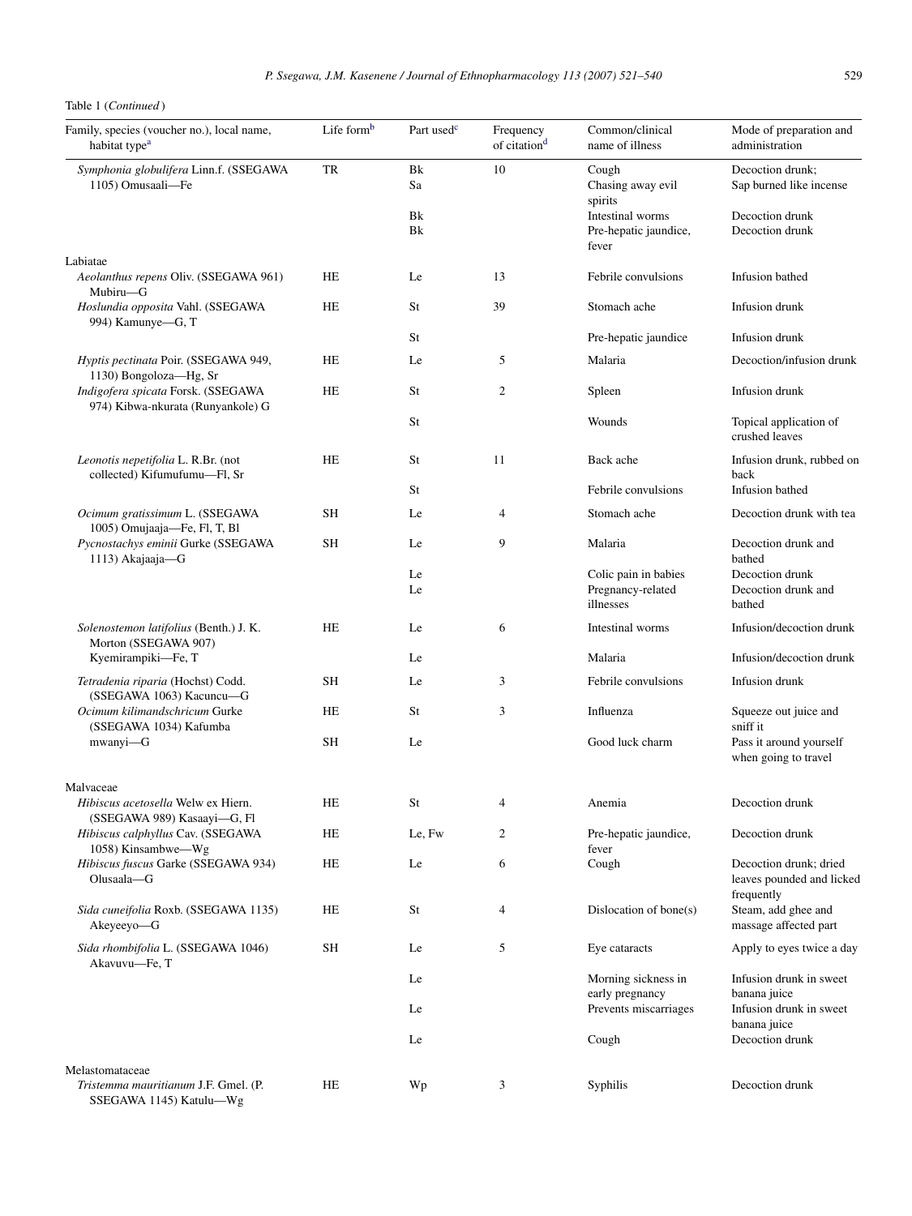Table 1 (*Continued*)

| Family, species (voucher no.), local name, habitat type[a] | Life form[b] | Part used[c] | Frequency of citation[d] | Common/clinical name of illness | Mode of preparation and administration |
|---|---|---|---|---|---|
| *Symphonia globulifera* Linn.f. (SSEGAWA 1105) Omusaali—Fe | TR | Bk | 10 | Cough | Decoction drunk; |
| | | Sa | | Chasing away evil spirits | Sap burned like incense |
| | | Bk | | Intestinal worms | Decoction drunk |
| | | Bk | | Pre-hepatic jaundice, fever | Decoction drunk |
| Labiatae | | | | | |
| *Aeolanthus repens* Oliv. (SSEGAWA 961) Mubiru—G | HE | Le | 13 | Febrile convulsions | Infusion bathed |
| *Hoslundia opposita* Vahl. (SSEGAWA 994) Kamunye—G, T | HE | St | 39 | Stomach ache | Infusion drunk |
| | | St | | Pre-hepatic jaundice | Infusion drunk |
| *Hyptis pectinata* Poir. (SSEGAWA 949, 1130) Bongoloza—Hg, Sr | HE | Le | 5 | Malaria | Decoction/infusion drunk |
| *Indigofera spicata* Forsk. (SSEGAWA 974) Kibwa-nkurata (Runyankole) G | HE | St | 2 | Spleen | Infusion drunk |
| | | St | | Wounds | Topical application of crushed leaves |
| *Leonotis nepetifolia* L. R.Br. (not collected) Kifumufumu—Fl, Sr | HE | St | 11 | Back ache | Infusion drunk, rubbed on back |
| | | St | | Febrile convulsions | Infusion bathed |
| *Ocimum gratissimum* L. (SSEGAWA 1005) Omujaaja—Fe, Fl, T, Bl | SH | Le | 4 | Stomach ache | Decoction drunk with tea |
| *Pycnostachys eminii* Gurke (SSEGAWA 1113) Akajaaja—G | SH | Le | 9 | Malaria | Decoction drunk and bathed |
| | | Le | | Colic pain in babies | Decoction drunk |
| | | Le | | Pregnancy-related illnesses | Decoction drunk and bathed |
| *Solenostemon latifolius* (Benth.) J. K. Morton (SSEGAWA 907) Kyemirampiki—Fe, T | HE | Le | 6 | Intestinal worms | Infusion/decoction drunk |
| | | Le | | Malaria | Infusion/decoction drunk |
| *Tetradenia riparia* (Hochst) Codd. (SSEGAWA 1063) Kacuncu—G | SH | Le | 3 | Febrile convulsions | Infusion drunk |
| *Ocimum kilimandschricum* Gurke (SSEGAWA 1034) Kafumba mwanyi—G | HE | St | 3 | Influenza | Squeeze out juice and sniff it |
| | SH | Le | | Good luck charm | Pass it around yourself when going to travel |
| Malvaceae | | | | | |
| *Hibiscus acetosella* Welw ex Hiern. (SSEGAWA 989) Kasaayi—G, Fl | HE | St | 4 | Anemia | Decoction drunk |
| *Hibiscus calphyllus* Cav. (SSEGAWA 1058) Kinsambwe—Wg | HE | Le, Fw | 2 | Pre-hepatic jaundice, fever | Decoction drunk |
| *Hibiscus fuscus* Garke (SSEGAWA 934) Olusaala—G | HE | Le | 6 | Cough | Decoction drunk; dried leaves pounded and licked frequently |
| *Sida cuneifolia* Roxb. (SSEGAWA 1135) Akeyeeyo—G | HE | St | 4 | Dislocation of bone(s) | Steam, add ghee and massage affected part |
| *Sida rhombifolia* L. (SSEGAWA 1046) Akavuvu—Fe, T | SH | Le | 5 | Eye cataracts | Apply to eyes twice a day |
| | | Le | | Morning sickness in early pregnancy | Infusion drunk in sweet banana juice |
| | | Le | | Prevents miscarriages | Infusion drunk in sweet banana juice |
| | | Le | | Cough | Decoction drunk |
| Melastomataceae | | | | | |
| *Tristemma mauritianum* J.F. Gmel. (P. SSEGAWA 1145) Katulu—Wg | HE | Wp | 3 | Syphilis | Decoction drunk |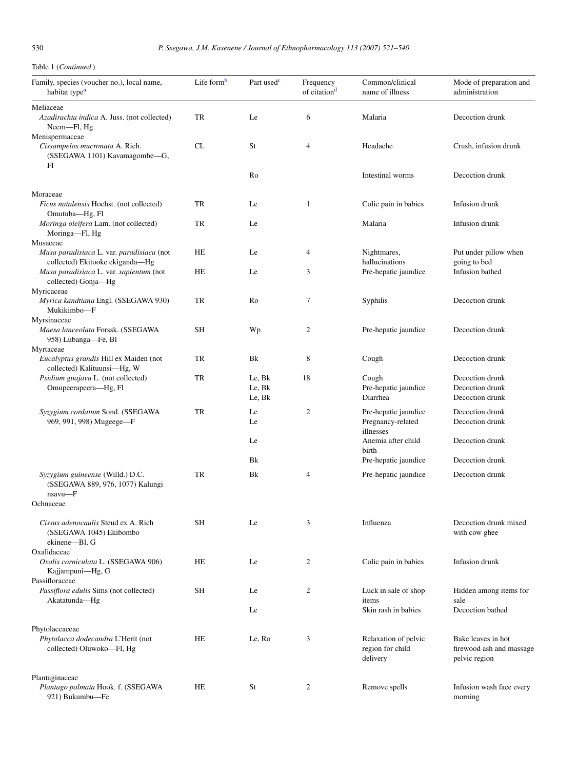Table 1 (*Continued*)

| Family, species (voucher no.), local name, habitat type[a] | Life form[b] | Part used[c] | Frequency of citation[d] | Common/clinical name of illness | Mode of preparation and administration |
|---|---|---|---|---|---|
| Meliaceae | | | | | |
| *Azadirachta indica* A. Juss. (not collected) Neem—Fl, Hg | TR | Le | 6 | Malaria | Decoction drunk |
| Menispermaceae | | | | | |
| *Cissampelos mucronata* A. Rich. (SSEGAWA 1101) Kavamagombe—G, Fl | CL | St | 4 | Headache | Crush, infusion drunk |
| | | Ro | | Intestinal worms | Decoction drunk |
| Moraceae | | | | | |
| *Ficus natalensis* Hochst. (not collected) Omutuba—Hg, Fl | TR | Le | 1 | Colic pain in babies | Infusion drunk |
| *Moringa oleifera* Lam. (not collected) Moringa—Fl, Hg | TR | Le | | Malaria | Infusion drunk |
| Musaceae | | | | | |
| *Musa paradisiaca* L. var. *paradisiaca* (not collected) Ekitooke ekiganda—Hg | HE | Le | 4 | Nightmares, hallucinations | Put under pillow when going to bed |
| *Musa paradisiaca* L. var. *sapientum* (not collected) Gonja—Hg | HE | Le | 3 | Pre-hepatic jaundice | Infusion bathed |
| Myricaceae | | | | | |
| *Myrica kandtiana* Engl. (SSEGAWA 930) Mukikimbo—F | TR | Ro | 7 | Syphilis | Decoction drunk |
| Myrsinaceae | | | | | |
| *Maesa lanceolata* Forssk. (SSEGAWA 958) Lubanga—Fe, Bl | SH | Wp | 2 | Pre-hepatic jaundice | Decoction drunk |
| Myrtaceae | | | | | |
| *Eucalyptus grandis* Hill ex Maiden (not collected) Kalituunsi—Hg, W | TR | Bk | 8 | Cough | Decoction drunk |
| *Psidium guajava* L. (not collected) Omupeerapeera—Hg, Fl | TR | Le, Bk | 18 | Cough | Decoction drunk |
| | | Le, Bk | | Pre-hepatic jaundice | Decoction drunk |
| | | Le, Bk | | Diarrhea | Decoction drunk |
| *Syzygium cordatum* Sond. (SSEGAWA 969, 991, 998) Mugeege—F | TR | Le | 2 | Pre-hepatic jaundice | Decoction drunk |
| | | Le | | Pregnancy-related illnesses | Decoction drunk |
| | | Le | | Anemia after child birth | Decoction drunk |
| | | Bk | | Pre-hepatic jaundice | Decoction drunk |
| *Syzygium guineense* (Willd.) D.C. (SSEGAWA 889, 976, 1077) Kalungi nsavu—F | TR | Bk | 4 | Pre-hepatic jaundice | Decoction drunk |
| Ochnaceae | | | | | |
| *Cissus adenocaulis* Steud ex A. Rich (SSEGAWA 1045) Ekibombo ekinene—Bl, G | SH | Le | 3 | Influenza | Decoction drunk mixed with cow ghee |
| Oxalidaceae | | | | | |
| *Oxalis corniculata* L. (SSEGAWA 906) Kajjampuni—Hg, G | HE | Le | 2 | Colic pain in babies | Infusion drunk |
| Passifloraceae | | | | | |
| *Passiflora edulis* Sims (not collected) Akatatunda—Hg | SH | Le | 2 | Luck in sale of shop items | Hidden among items for sale |
| | | Le | | Skin rash in babies | Decoction bathed |
| Phytolaccaceae | | | | | |
| *Phytolacca dodecandra* L'Herit (not collected) Oluwoko—Fl, Hg | HE | Le, Ro | 3 | Relaxation of pelvic region for child delivery | Bake leaves in hot firewood ash and massage pelvic region |
| Plantaginaceae | | | | | |
| *Plantago palmata* Hook. f. (SSEGAWA 921) Bukumbu—Fe | HE | St | 2 | Remove spells | Infusion wash face every morning |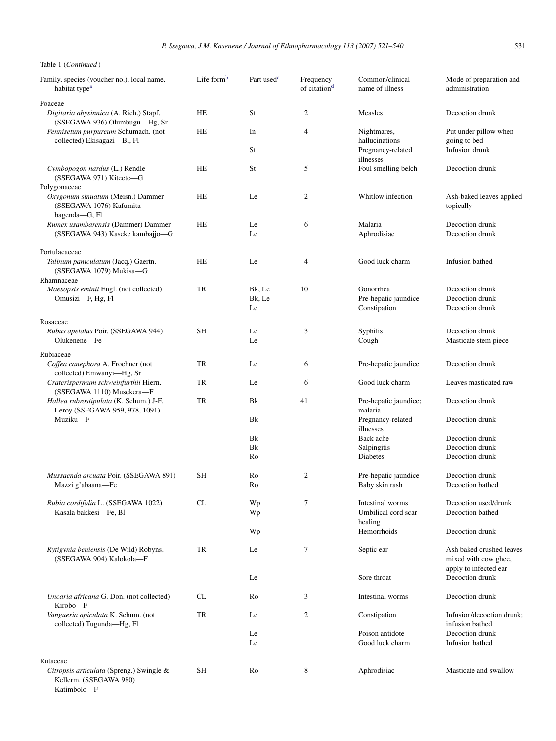Table 1 (*Continued*)

| Family, species (voucher no.), local name, habitat type[a] | Life form[b] | Part used[c] | Frequency of citation[d] | Common/clinical name of illness | Mode of preparation and administration |
|---|---|---|---|---|---|
| Poaceae | | | | | |
| *Digitaria abysinnica* (A. Rich.) Stapf. (SSEGAWA 936) Olumbugu—Hg, Sr | HE | St | 2 | Measles | Decoction drunk |
| *Pennisetum purpureum* Schumach. (not collected) Ekisagazi—Bl, Fl | HE | In | 4 | Nightmares, hallucinations | Put under pillow when going to bed |
| | | St | | Pregnancy-related illnesses | Infusion drunk |
| *Cymbopogon nardus* (L.) Rendle (SSEGAWA 971) Kiteete—G | HE | St | 5 | Foul smelling belch | Decoction drunk |
| Polygonaceae | | | | | |
| *Oxygonum sinuatum* (Meisn.) Dammer (SSEGAWA 1076) Kafumita bagenda—G, Fl | HE | Le | 2 | Whitlow infection | Ash-baked leaves applied topically |
| *Rumex usambarensis* (Dammer) Dammer. (SSEGAWA 943) Kaseke kambajjo—G | HE | Le | 6 | Malaria | Decoction drunk |
| | | Le | | Aphrodisiac | Decoction drunk |
| Portulacaceae | | | | | |
| *Talinum paniculatum* (Jacq.) Gaertn. (SSEGAWA 1079) Mukisa—G | HE | Le | 4 | Good luck charm | Infusion bathed |
| Rhamnaceae | | | | | |
| *Maesopsis eminii* Engl. (not collected) Omusizi—F, Hg, Fl | TR | Bk, Le | 10 | Gonorrhea | Decoction drunk |
| | | Bk, Le | | Pre-hepatic jaundice | Decoction drunk |
| | | Le | | Constipation | Decoction drunk |
| Rosaceae | | | | | |
| *Rubus apetalus* Poir. (SSEGAWA 944) Olukenene—Fe | SH | Le | 3 | Syphilis | Decoction drunk |
| | | Le | | Cough | Masticate stem piece |
| Rubiaceae | | | | | |
| *Coffea canephora* A. Froehner (not collected) Emwanyi—Hg, Sr | TR | Le | 6 | Pre-hepatic jaundice | Decoction drunk |
| *Craterispermum schweinfurthii* Hiern. (SSEGAWA 1110) Musekera—F | TR | Le | 6 | Good luck charm | Leaves masticated raw |
| *Hallea rubrostipulata* (K. Schum.) J-F. Leroy (SSEGAWA 959, 978, 1091) Muziku—F | TR | Bk | 41 | Pre-hepatic jaundice; malaria | Decoction drunk |
| | | Bk | | Pregnancy-related illnesses | Decoction drunk |
| | | Bk | | Back ache | Decoction drunk |
| | | Bk | | Salpingitis | Decoction drunk |
| | | Ro | | Diabetes | Decoction drunk |
| *Mussaenda arcuata* Poir. (SSEGAWA 891) Mazzi g'abaana—Fe | SH | Ro | 2 | Pre-hepatic jaundice | Decoction drunk |
| | | Ro | | Baby skin rash | Decoction bathed |
| *Rubia cordifolia* L. (SSEGAWA 1022) Kasala bakkesi—Fe, Bl | CL | Wp | 7 | Intestinal worms | Decoction used/drunk |
| | | Wp | | Umbilical cord scar healing | Decoction bathed |
| | | Wp | | Hemorrhoids | Decoction drunk |
| *Rytigynia beniensis* (De Wild) Robyns. (SSEGAWA 904) Kalokola—F | TR | Le | 7 | Septic ear | Ash baked crushed leaves mixed with cow ghee, apply to infected ear |
| | | Le | | Sore throat | Decoction drunk |
| *Uncaria africana* G. Don. (not collected) Kirobo—F | CL | Ro | 3 | Intestinal worms | Decoction drunk |
| *Vangueria apiculata* K. Schum. (not collected) Tugunda—Hg, Fl | TR | Le | 2 | Constipation | Infusion/decoction drunk; infusion bathed |
| | | Le | | Poison antidote | Decoction drunk |
| | | Le | | Good luck charm | Infusion bathed |
| Rutaceae | | | | | |
| *Citropsis articulata* (Spreng.) Swingle & Kellerm. (SSEGAWA 980) Katimbolo—F | SH | Ro | 8 | Aphrodisiac | Masticate and swallow |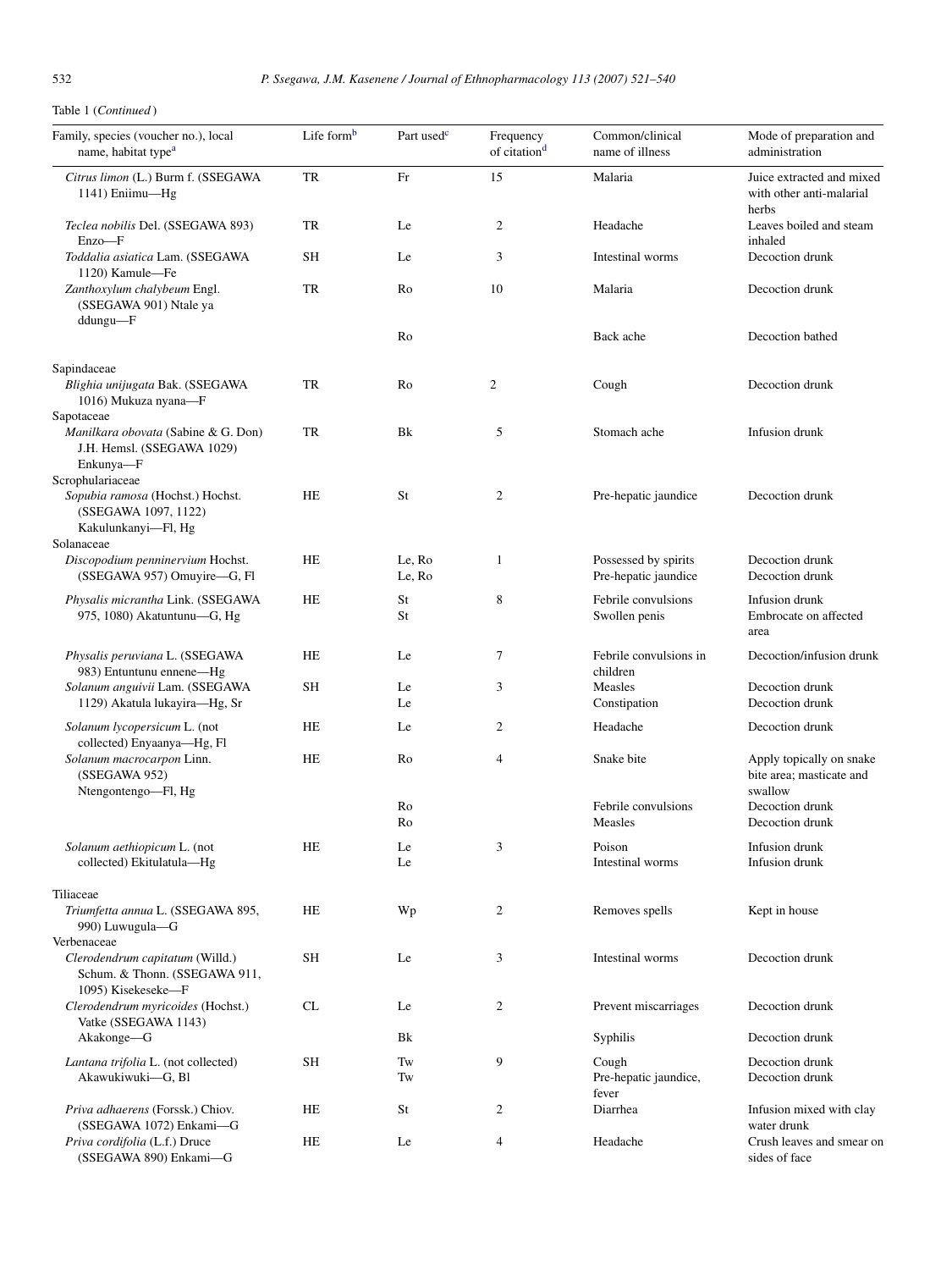Table 1 (*Continued*)

| Family, species (voucher no.), local name, habitat type[a] | Life form[b] | Part used[c] | Frequency of citation[d] | Common/clinical name of illness | Mode of preparation and administration |
|---|---|---|---|---|---|
| *Citrus limon* (L.) Burm f. (SSEGAWA 1141) Eniimu—Hg | TR | Fr | 15 | Malaria | Juice extracted and mixed with other anti-malarial herbs |
| *Teclea nobilis* Del. (SSEGAWA 893) Enzo—F | TR | Le | 2 | Headache | Leaves boiled and steam inhaled |
| *Toddalia asiatica* Lam. (SSEGAWA 1120) Kamule—Fe | SH | Le | 3 | Intestinal worms | Decoction drunk |
| *Zanthoxylum chalybeum* Engl. (SSEGAWA 901) Ntale ya ddungu—F | TR | Ro | 10 | Malaria | Decoction drunk |
| | | Ro | | Back ache | Decoction bathed |
| Sapindaceae | | | | | |
| *Blighia unijugata* Bak. (SSEGAWA 1016) Mukuza nyana—F | TR | Ro | 2 | Cough | Decoction drunk |
| Sapotaceae | | | | | |
| *Manilkara obovata* (Sabine & G. Don) J.H. Hemsl. (SSEGAWA 1029) Enkunya—F | TR | Bk | 5 | Stomach ache | Infusion drunk |
| Scrophulariaceae | | | | | |
| *Sopubia ramosa* (Hochst.) Hochst. (SSEGAWA 1097, 1122) Kakulunkanyi—Fl, Hg | HE | St | 2 | Pre-hepatic jaundice | Decoction drunk |
| Solanaceae | | | | | |
| *Discopodium penninervium* Hochst. (SSEGAWA 957) Omuyire—G, Fl | HE | Le, Ro | 1 | Possessed by spirits | Decoction drunk |
| | | Le, Ro | | Pre-hepatic jaundice | Decoction drunk |
| *Physalis micrantha* Link. (SSEGAWA 975, 1080) Akatuntunu—G, Hg | HE | St | 8 | Febrile convulsions | Infusion drunk |
| | | St | | Swollen penis | Embrocate on affected area |
| *Physalis peruviana* L. (SSEGAWA 983) Entuntunu ennene—Hg | HE | Le | 7 | Febrile convulsions in children | Decoction/infusion drunk |
| *Solanum anguivii* Lam. (SSEGAWA 1129) Akatula lukayira—Hg, Sr | SH | Le | 3 | Measles | Decoction drunk |
| | | Le | | Constipation | Decoction drunk |
| *Solanum lycopersicum* L. (not collected) Enyaanya—Hg, Fl | HE | Le | 2 | Headache | Decoction drunk |
| *Solanum macrocarpon* Linn. (SSEGAWA 952) Ntengontengo—Fl, Hg | HE | Ro | 4 | Snake bite | Apply topically on snake bite area; masticate and swallow |
| | | Ro | | Febrile convulsions | Decoction drunk |
| | | Ro | | Measles | Decoction drunk |
| *Solanum aethiopicum* L. (not collected) Ekitulatula—Hg | HE | Le | 3 | Poison | Infusion drunk |
| | | Le | | Intestinal worms | Infusion drunk |
| Tiliaceae | | | | | |
| *Triumfetta annua* L. (SSEGAWA 895, 990) Luwugula—G | HE | Wp | 2 | Removes spells | Kept in house |
| Verbenaceae | | | | | |
| *Clerodendrum capitatum* (Willd.) Schum. & Thonn. (SSEGAWA 911, 1095) Kisekeseke—F | SH | Le | 3 | Intestinal worms | Decoction drunk |
| *Clerodendrum myricoides* (Hochst.) Vatke (SSEGAWA 1143) Akakonge—G | CL | Le | 2 | Prevent miscarriages | Decoction drunk |
| | | Bk | | Syphilis | Decoction drunk |
| *Lantana trifolia* L. (not collected) Akawukiwuki—G, Bl | SH | Tw | 9 | Cough | Decoction drunk |
| | | Tw | | Pre-hepatic jaundice, fever | Decoction drunk |
| *Priva adhaerens* (Forssk.) Chiov. (SSEGAWA 1072) Enkami—G | HE | St | 2 | Diarrhea | Infusion mixed with clay water drunk |
| *Priva cordifolia* (L.f.) Druce (SSEGAWA 890) Enkami—G | HE | Le | 4 | Headache | Crush leaves and smear on sides of face |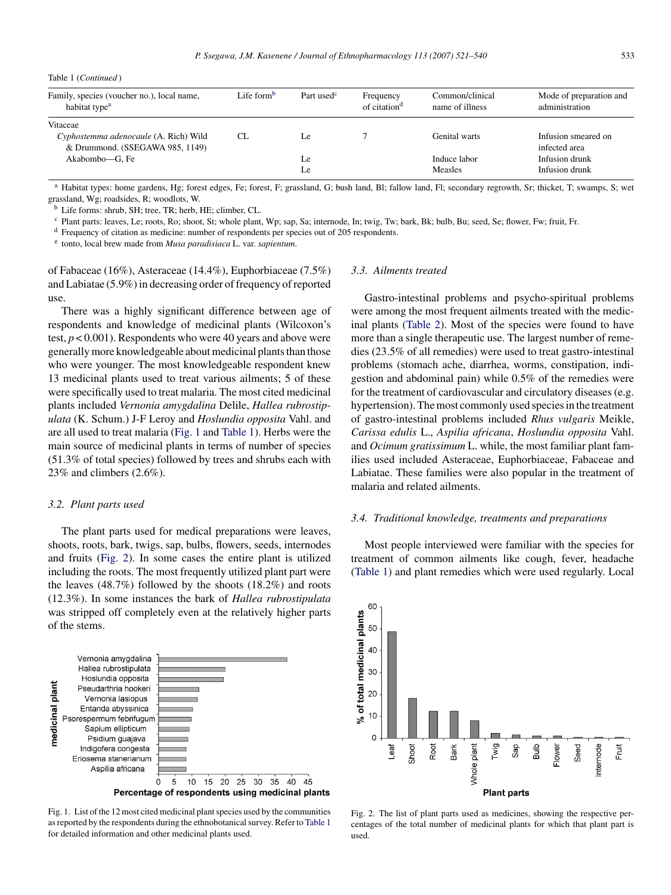Table 1 (*Continued*)

| Family, species (voucher no.), local name, habitat type[a] | Life form[b] | Part used[c] | Frequency of citation[d] | Common/clinical name of illness | Mode of preparation and administration |
|---|---|---|---|---|---|
| Vitaceae | | | | | |
| *Cyphostemma adenocaule* (A. Rich) Wild & Drummond. (SSEGAWA 985, 1149) | CL | Le | 7 | Genital warts | Infusion smeared on infected area |
| Akabombo—G, Fe | | Le | | Induce labor | Infusion drunk |
| | | Le | | Measles | Infusion drunk |

[a] Habitat types: home gardens, Hg; forest edges, Fe; forest, F; grassland, G; bush land, Bl; fallow land, Fl; secondary regrowth, Sr; thicket, T; swamps, S; wet grassland, Wg; roadsides, R; woodlots, W.

[b] Life forms: shrub, SH; tree, TR; herb, HE; climber, CL.

[c] Plant parts: leaves, Le; roots, Ro; shoot, St; whole plant, Wp; sap, Sa; internode, In; twig, Tw; bark, Bk; bulb, Bu; seed, Se; flower, Fw; fruit, Fr.

[d] Frequency of citation as medicine: number of respondents per species out of 205 respondents.

[e] tonto, local brew made from *Musa paradisiaca* L. var. *sapientum*.

of Fabaceae (16%), Asteraceae (14.4%), Euphorbiaceae (7.5%) and Labiatae (5.9%) in decreasing order of frequency of reported use.

There was a highly significant difference between age of respondents and knowledge of medicinal plants (Wilcoxon's test, $p < 0.001$). Respondents who were 40 years and above were generally more knowledgeable about medicinal plants than those who were younger. The most knowledgeable respondent knew 13 medicinal plants used to treat various ailments; 5 of these were specifically used to treat malaria. The most cited medicinal plants included *Vernonia amygdalina* Delile, *Hallea rubrostipulata* (K. Schum.) J-F Leroy and *Hoslundia opposita* Vahl. and are all used to treat malaria (Fig. 1 and Table 1). Herbs were the main source of medicinal plants in terms of number of species (51.3% of total species) followed by trees and shrubs each with 23% and climbers (2.6%).

### 3.2. Plant parts used

The plant parts used for medical preparations were leaves, shoots, roots, bark, twigs, sap, bulbs, flowers, seeds, internodes and fruits (Fig. 2). In some cases the entire plant is utilized including the roots. The most frequently utilized plant part were the leaves (48.7%) followed by the shoots (18.2%) and roots (12.3%). In some instances the bark of *Hallea rubrostipulata* was stripped off completely even at the relatively higher parts of the stems.

Fig. 1. List of the 12 most cited medicinal plant species used by the communities as reported by the respondents during the ethnobotanical survey. Refer to Table 1 for detailed information and other medicinal plants used.

### 3.3. Ailments treated

Gastro-intestinal problems and psycho-spiritual problems were among the most frequent ailments treated with the medicinal plants (Table 2). Most of the species were found to have more than a single therapeutic use. The largest number of remedies (23.5% of all remedies) were used to treat gastro-intestinal problems (stomach ache, diarrhea, worms, constipation, indigestion and abdominal pain) while 0.5% of the remedies were for the treatment of cardiovascular and circulatory diseases (e.g. hypertension). The most commonly used species in the treatment of gastro-intestinal problems included *Rhus vulgaris* Meikle, *Carissa edulis* L., *Aspilia africana*, *Hoslundia opposita* Vahl. and *Ocimum gratissimum* L. while, the most familiar plant families used included Asteraceae, Euphorbiaceae, Fabaceae and Labiatae. These families were also popular in the treatment of malaria and related ailments.

### 3.4. Traditional knowledge, treatments and preparations

Most people interviewed were familiar with the species for treatment of common ailments like cough, fever, headache (Table 1) and plant remedies which were used regularly. Local

Fig. 2. The list of plant parts used as medicines, showing the respective percentages of the total number of medicinal plants for which that plant part is used.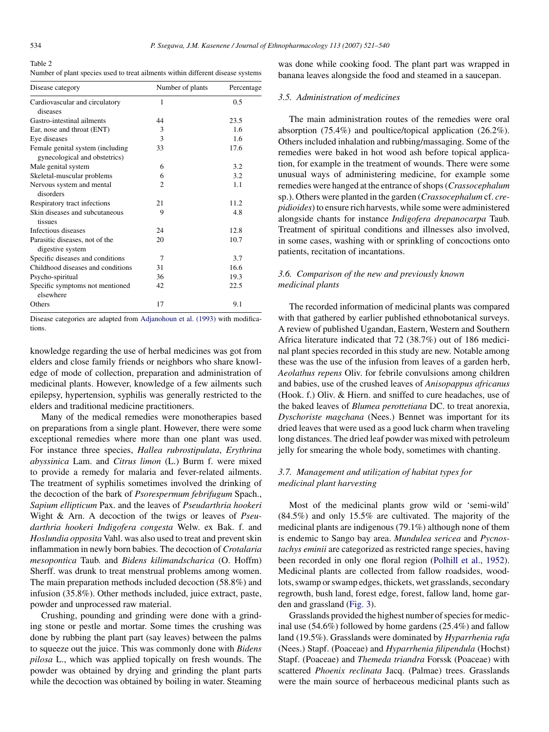Table 2
Number of plant species used to treat ailments within different disease systems

| Disease category | Number of plants | Percentage |
|---|---|---|
| Cardiovascular and circulatory diseases | 1 | 0.5 |
| Gastro-intestinal ailments | 44 | 23.5 |
| Ear, nose and throat (ENT) | 3 | 1.6 |
| Eye diseases | 3 | 1.6 |
| Female genital system (including gynecological and obstetrics) | 33 | 17.6 |
| Male genital system | 6 | 3.2 |
| Skeletal-muscular problems | 6 | 3.2 |
| Nervous system and mental disorders | 2 | 1.1 |
| Respiratory tract infections | 21 | 11.2 |
| Skin diseases and subcutaneous tissues | 9 | 4.8 |
| Infectious diseases | 24 | 12.8 |
| Parasitic diseases, not of the digestive system | 20 | 10.7 |
| Specific diseases and conditions | 7 | 3.7 |
| Childhood diseases and conditions | 31 | 16.6 |
| Psycho-spiritual | 36 | 19.3 |
| Specific symptoms not mentioned elsewhere | 42 | 22.5 |
| Others | 17 | 9.1 |

Disease categories are adapted from Adjanohoun et al. (1993) with modifications.

knowledge regarding the use of herbal medicines was got from elders and close family friends or neighbors who share knowledge of mode of collection, preparation and administration of medicinal plants. However, knowledge of a few ailments such epilepsy, hypertension, syphilis was generally restricted to the elders and traditional medicine practitioners.

Many of the medical remedies were monotherapies based on preparations from a single plant. However, there were some exceptional remedies where more than one plant was used. For instance three species, *Hallea rubrostipulata*, *Erythrina abyssinica* Lam. and *Citrus limon* (L.) Burm f. were mixed to provide a remedy for malaria and fever-related ailments. The treatment of syphilis sometimes involved the drinking of the decoction of the bark of *Psorespermum febrifugum* Spach., *Sapium ellipticum* Pax. and the leaves of *Pseudarthria hookeri* Wight & Arn. A decoction of the twigs or leaves of *Pseudarthria hookeri Indigofera congesta* Welw. ex Bak. f. and *Hoslundia opposita* Vahl. was also used to treat and prevent skin inflammation in newly born babies. The decoction of *Crotalaria mesopontica* Taub. and *Bidens kilimandscharica* (O. Hoffm) Sherff. was drunk to treat menstrual problems among women. The main preparation methods included decoction (58.8%) and infusion (35.8%). Other methods included, juice extract, paste, powder and unprocessed raw material.

Crushing, pounding and grinding were done with a grinding stone or pestle and mortar. Some times the crushing was done by rubbing the plant part (say leaves) between the palms to squeeze out the juice. This was commonly done with *Bidens pilosa* L., which was applied topically on fresh wounds. The powder was obtained by drying and grinding the plant parts while the decoction was obtained by boiling in water. Steaming was done while cooking food. The plant part was wrapped in banana leaves alongside the food and steamed in a saucepan.

### 3.5. Administration of medicines

The main administration routes of the remedies were oral absorption (75.4%) and poultice/topical application (26.2%). Others included inhalation and rubbing/massaging. Some of the remedies were baked in hot wood ash before topical application, for example in the treatment of wounds. There were some unusual ways of administering medicine, for example some remedies were hanged at the entrance of shops (*Crassocephalum* sp.). Others were planted in the garden (*Crassocephalum* cf. *crepidioides*) to ensure rich harvests, while some were administered alongside chants for instance *Indigofera drepanocarpa* Taub. Treatment of spiritual conditions and illnesses also involved, in some cases, washing with or sprinkling of concoctions onto patients, recitation of incantations.

### 3.6. Comparison of the new and previously known medicinal plants

The recorded information of medicinal plants was compared with that gathered by earlier published ethnobotanical surveys. A review of published Ugandan, Eastern, Western and Southern Africa literature indicated that 72 (38.7%) out of 186 medicinal plant species recorded in this study are new. Notable among these was the use of the infusion from leaves of a garden herb, *Aeolathus repens* Oliv. for febrile convulsions among children and babies, use of the crushed leaves of *Anisopappus africanus* (Hook. f.) Oliv. & Hiern. and sniffed to cure headaches, use of the baked leaves of *Blumea perottetiana* DC. to treat anorexia, *Dyschoriste magchana* (Nees.) Bennet was important for its dried leaves that were used as a good luck charm when traveling long distances. The dried leaf powder was mixed with petroleum jelly for smearing the whole body, sometimes with chanting.

### 3.7. Management and utilization of habitat types for medicinal plant harvesting

Most of the medicinal plants grow wild or 'semi-wild' (84.5%) and only 15.5% are cultivated. The majority of the medicinal plants are indigenous (79.1%) although none of them is endemic to Sango bay area. *Mundulea sericea* and *Pycnostachys eminii* are categorized as restricted range species, having been recorded in only one floral region (Polhill et al., 1952). Medicinal plants are collected from fallow roadsides, woodlots, swamp or swamp edges, thickets, wet grasslands, secondary regrowth, bush land, forest edge, forest, fallow land, home garden and grassland (Fig. 3).

Grasslands provided the highest number of species for medicinal use (54.6%) followed by home gardens (25.4%) and fallow land (19.5%). Grasslands were dominated by *Hyparrhenia rufa* (Nees.) Stapf. (Poaceae) and *Hyparrhenia filipendula* (Hochst) Stapf. (Poaceae) and *Themeda triandra* Forssk (Poaceae) with scattered *Phoenix reclinata* Jacq. (Palmae) trees. Grasslands were the main source of herbaceous medicinal plants such as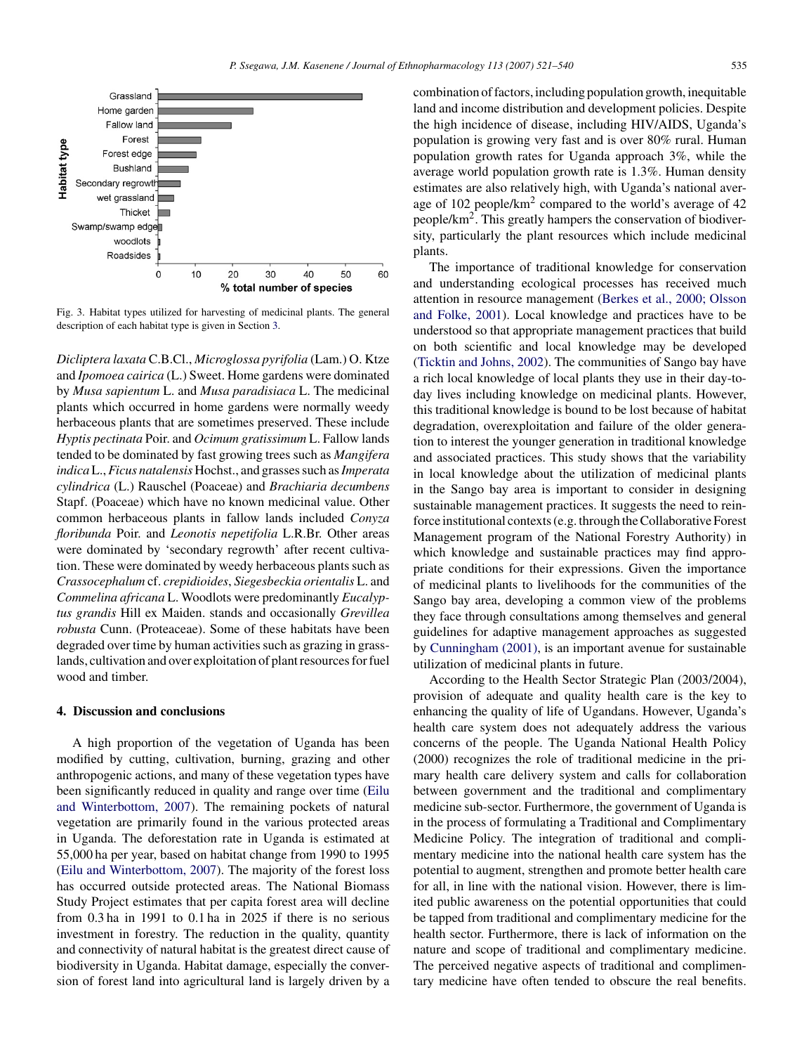Habitat type

Grassland

Home garden

Fallow land

Forest

Forest edge

Bushland

Secondary regrowth

wet grassland

Thicket

Swamp/swamp edge

woodlots

Roadsides

0 10 20 30 40 50 60

% total number of species

Fig. 3. Habitat types utilized for harvesting of medicinal plants. The general description of each habitat type is given in Section 3.

*Dicliptera laxata* C.B.Cl., *Microglossa pyrifolia* (Lam.) O. Ktze and *Ipomoea cairica* (L.) Sweet. Home gardens were dominated by *Musa sapientum* L. and *Musa paradisiaca* L. The medicinal plants which occurred in home gardens were normally weedy herbaceous plants that are sometimes preserved. These include *Hyptis pectinata* Poir. and *Ocimum gratissimum* L. Fallow lands tended to be dominated by fast growing trees such as *Mangifera indica* L., *Ficus natalensis* Hochst., and grasses such as *Imperata cylindrica* (L.) Rauschel (Poaceae) and *Brachiaria decumbens* Stapf. (Poaceae) which have no known medicinal value. Other common herbaceous plants in fallow lands included *Conyza floribunda* Poir. and *Leonotis nepetifolia* L.R.Br. Other areas were dominated by 'secondary regrowth' after recent cultivation. These were dominated by weedy herbaceous plants such as *Crassocephalum* cf. *crepidioides*, *Siegesbeckia orientalis* L. and *Commelina africana* L. Woodlots were predominantly *Eucalyptus grandis* Hill ex Maiden. stands and occasionally *Grevillea robusta* Cunn. (Proteaceae). Some of these habitats have been degraded over time by human activities such as grazing in grasslands, cultivation and over exploitation of plant resources for fuel wood and timber.

## 4. Discussion and conclusions

A high proportion of the vegetation of Uganda has been modified by cutting, cultivation, burning, grazing and other anthropogenic actions, and many of these vegetation types have been significantly reduced in quality and range over time (Eilu and Winterbottom, 2007). The remaining pockets of natural vegetation are primarily found in the various protected areas in Uganda. The deforestation rate in Uganda is estimated at 55,000 ha per year, based on habitat change from 1990 to 1995 (Eilu and Winterbottom, 2007). The majority of the forest loss has occurred outside protected areas. The National Biomass Study Project estimates that per capita forest area will decline from 0.3 ha in 1991 to 0.1 ha in 2025 if there is no serious investment in forestry. The reduction in the quality, quantity and connectivity of natural habitat is the greatest direct cause of biodiversity in Uganda. Habitat damage, especially the conversion of forest land into agricultural land is largely driven by a combination of factors, including population growth, inequitable land and income distribution and development policies. Despite the high incidence of disease, including HIV/AIDS, Uganda's population is growing very fast and is over 80% rural. Human population growth rates for Uganda approach 3%, while the average world population growth rate is 1.3%. Human density estimates are also relatively high, with Uganda's national average of 102 people/km$^2$ compared to the world's average of 42 people/km$^2$. This greatly hampers the conservation of biodiversity, particularly the plant resources which include medicinal plants.

The importance of traditional knowledge for conservation and understanding ecological processes has received much attention in resource management (Berkes et al., 2000; Olsson and Folke, 2001). Local knowledge and practices have to be understood so that appropriate management practices that build on both scientific and local knowledge may be developed (Ticktin and Johns, 2002). The communities of Sango bay have a rich local knowledge of local plants they use in their day-to-day lives including knowledge on medicinal plants. However, this traditional knowledge is bound to be lost because of habitat degradation, overexploitation and failure of the older generation to interest the younger generation in traditional knowledge and associated practices. This study shows that the variability in local knowledge about the utilization of medicinal plants in the Sango bay area is important to consider in designing sustainable management practices. It suggests the need to reinforce institutional contexts (e.g. through the Collaborative Forest Management program of the National Forestry Authority) in which knowledge and sustainable practices may find appropriate conditions for their expressions. Given the importance of medicinal plants to livelihoods for the communities of the Sango bay area, developing a common view of the problems they face through consultations among themselves and general guidelines for adaptive management approaches as suggested by Cunningham (2001), is an important avenue for sustainable utilization of medicinal plants in future.

According to the Health Sector Strategic Plan (2003/2004), provision of adequate and quality health care is the key to enhancing the quality of life of Ugandans. However, Uganda's health care system does not adequately address the various concerns of the people. The Uganda National Health Policy (2000) recognizes the role of traditional medicine in the primary health care delivery system and calls for collaboration between government and the traditional and complimentary medicine sub-sector. Furthermore, the government of Uganda is in the process of formulating a Traditional and Complimentary Medicine Policy. The integration of traditional and complimentary medicine into the national health care system has the potential to augment, strengthen and promote better health care for all, in line with the national vision. However, there is limited public awareness on the potential opportunities that could be tapped from traditional and complimentary medicine for the health sector. Furthermore, there is lack of information on the nature and scope of traditional and complimentary medicine. The perceived negative aspects of traditional and complimentary medicine have often tended to obscure the real benefits.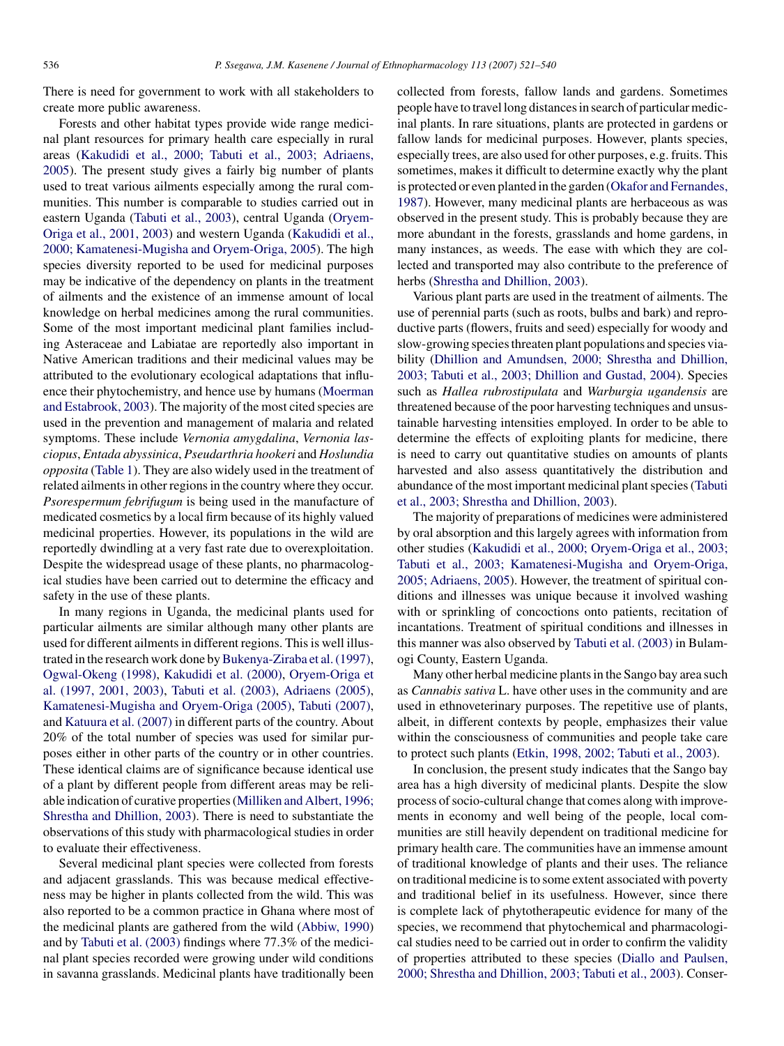There is need for government to work with all stakeholders to create more public awareness.

Forests and other habitat types provide wide range medicinal plant resources for primary health care especially in rural areas (Kakudidi et al., 2000; Tabuti et al., 2003; Adriaens, 2005). The present study gives a fairly big number of plants used to treat various ailments especially among the rural communities. This number is comparable to studies carried out in eastern Uganda (Tabuti et al., 2003), central Uganda (Oryem-Origa et al., 2001, 2003) and western Uganda (Kakudidi et al., 2000; Kamatenesi-Mugisha and Oryem-Origa, 2005). The high species diversity reported to be used for medicinal purposes may be indicative of the dependency on plants in the treatment of ailments and the existence of an immense amount of local knowledge on herbal medicines among the rural communities. Some of the most important medicinal plant families including Asteraceae and Labiatae are reportedly also important in Native American traditions and their medicinal values may be attributed to the evolutionary ecological adaptations that influence their phytochemistry, and hence use by humans (Moerman and Estabrook, 2003). The majority of the most cited species are used in the prevention and management of malaria and related symptoms. These include *Vernonia amygdalina*, *Vernonia lasciopus*, *Entada abyssinica*, *Pseudarthria hookeri* and *Hoslundia opposita* (Table 1). They are also widely used in the treatment of related ailments in other regions in the country where they occur. *Psorespermum febrifugum* is being used in the manufacture of medicated cosmetics by a local firm because of its highly valued medicinal properties. However, its populations in the wild are reportedly dwindling at a very fast rate due to overexploitation. Despite the widespread usage of these plants, no pharmacological studies have been carried out to determine the efficacy and safety in the use of these plants.

In many regions in Uganda, the medicinal plants used for particular ailments are similar although many other plants are used for different ailments in different regions. This is well illustrated in the research work done by Bukenya-Ziraba et al. (1997), Ogwal-Okeng (1998), Kakudidi et al. (2000), Oryem-Origa et al. (1997, 2001, 2003), Tabuti et al. (2003), Adriaens (2005), Kamatenesi-Mugisha and Oryem-Origa (2005), Tabuti (2007), and Katuura et al. (2007) in different parts of the country. About 20% of the total number of species was used for similar purposes either in other parts of the country or in other countries. These identical claims are of significance because identical use of a plant by different people from different areas may be reliable indication of curative properties (Milliken and Albert, 1996; Shrestha and Dhillion, 2003). There is need to substantiate the observations of this study with pharmacological studies in order to evaluate their effectiveness.

Several medicinal plant species were collected from forests and adjacent grasslands. This was because medical effectiveness may be higher in plants collected from the wild. This was also reported to be a common practice in Ghana where most of the medicinal plants are gathered from the wild (Abbiw, 1990) and by Tabuti et al. (2003) findings where 77.3% of the medicinal plant species recorded were growing under wild conditions in savanna grasslands. Medicinal plants have traditionally been collected from forests, fallow lands and gardens. Sometimes people have to travel long distances in search of particular medicinal plants. In rare situations, plants are protected in gardens or fallow lands for medicinal purposes. However, plants species, especially trees, are also used for other purposes, e.g. fruits. This sometimes, makes it difficult to determine exactly why the plant is protected or even planted in the garden (Okafor and Fernandes, 1987). However, many medicinal plants are herbaceous as was observed in the present study. This is probably because they are more abundant in the forests, grasslands and home gardens, in many instances, as weeds. The ease with which they are collected and transported may also contribute to the preference of herbs (Shrestha and Dhillion, 2003).

Various plant parts are used in the treatment of ailments. The use of perennial parts (such as roots, bulbs and bark) and reproductive parts (flowers, fruits and seed) especially for woody and slow-growing species threaten plant populations and species viability (Dhillion and Amundsen, 2000; Shrestha and Dhillion, 2003; Tabuti et al., 2003; Dhillion and Gustad, 2004). Species such as *Hallea rubrostipulata* and *Warburgia ugandensis* are threatened because of the poor harvesting techniques and unsustainable harvesting intensities employed. In order to be able to determine the effects of exploiting plants for medicine, there is need to carry out quantitative studies on amounts of plants harvested and also assess quantitatively the distribution and abundance of the most important medicinal plant species (Tabuti et al., 2003; Shrestha and Dhillion, 2003).

The majority of preparations of medicines were administered by oral absorption and this largely agrees with information from other studies (Kakudidi et al., 2000; Oryem-Origa et al., 2003; Tabuti et al., 2003; Kamatenesi-Mugisha and Oryem-Origa, 2005; Adriaens, 2005). However, the treatment of spiritual conditions and illnesses was unique because it involved washing with or sprinkling of concoctions onto patients, recitation of incantations. Treatment of spiritual conditions and illnesses in this manner was also observed by Tabuti et al. (2003) in Bulamogi County, Eastern Uganda.

Many other herbal medicine plants in the Sango bay area such as *Cannabis sativa* L. have other uses in the community and are used in ethnoveterinary purposes. The repetitive use of plants, albeit, in different contexts by people, emphasizes their value within the consciousness of communities and people take care to protect such plants (Etkin, 1998, 2002; Tabuti et al., 2003).

In conclusion, the present study indicates that the Sango bay area has a high diversity of medicinal plants. Despite the slow process of socio-cultural change that comes along with improvements in economy and well being of the people, local communities are still heavily dependent on traditional medicine for primary health care. The communities have an immense amount of traditional knowledge of plants and their uses. The reliance on traditional medicine is to some extent associated with poverty and traditional belief in its usefulness. However, since there is complete lack of phytotherapeutic evidence for many of the species, we recommend that phytochemical and pharmacological studies need to be carried out in order to confirm the validity of properties attributed to these species (Diallo and Paulsen, 2000; Shrestha and Dhillion, 2003; Tabuti et al., 2003). Conser-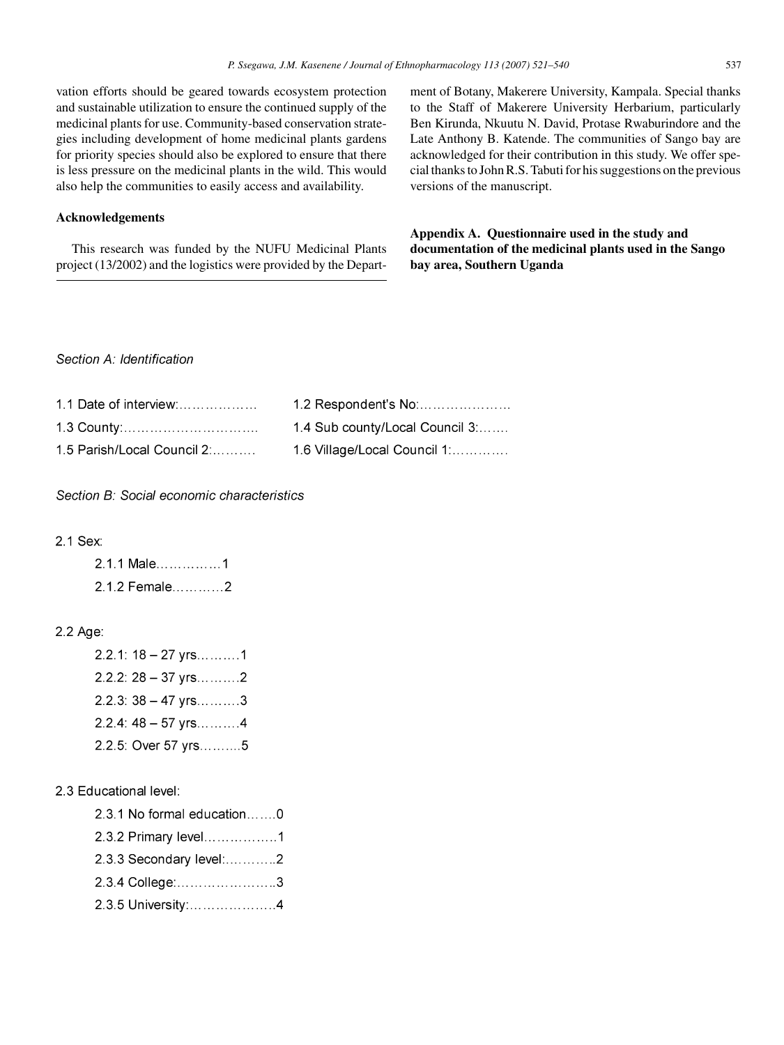vation efforts should be geared towards ecosystem protection and sustainable utilization to ensure the continued supply of the medicinal plants for use. Community-based conservation strategies including development of home medicinal plants gardens for priority species should also be explored to ensure that there is less pressure on the medicinal plants in the wild. This would also help the communities to easily access and availability.

## Acknowledgements

This research was funded by the NUFU Medicinal Plants project (13/2002) and the logistics were provided by the Department of Botany, Makerere University, Kampala. Special thanks to the Staff of Makerere University Herbarium, particularly Ben Kirunda, Nkuutu N. David, Protase Rwaburindore and the Late Anthony B. Katende. The communities of Sango bay are acknowledged for their contribution in this study. We offer special thanks to John R.S. Tabuti for his suggestions on the previous versions of the manuscript.

## Appendix A. Questionnaire used in the study and documentation of the medicinal plants used in the Sango bay area, Southern Uganda

*Section A: Identification*

1.1 Date of interview:………………

1.2 Respondent's No:………………….

1.3 County:………………………….

1.4 Sub county/Local Council 3:…….

1.5 Parish/Local Council 2:……….

1.6 Village/Local Council 1:………….

*Section B: Social economic characteristics*

2.1 Sex:

2.1.1 Male……………1

2.1.2 Female…………2

2.2 Age:

2.2.1: 18 – 27 yrs……….1

2.2.2: 28 – 37 yrs……….2

2.2.3: 38 – 47 yrs……….3

2.2.4: 48 – 57 yrs……….4

2.2.5: Over 57 yrs……….5

2.3 Educational level:

2.3.1 No formal education…….0

2.3.2 Primary level…………….1

2.3.3 Secondary level:………..2

2.3.4 College:…………………..3

2.3.5 University:………………..4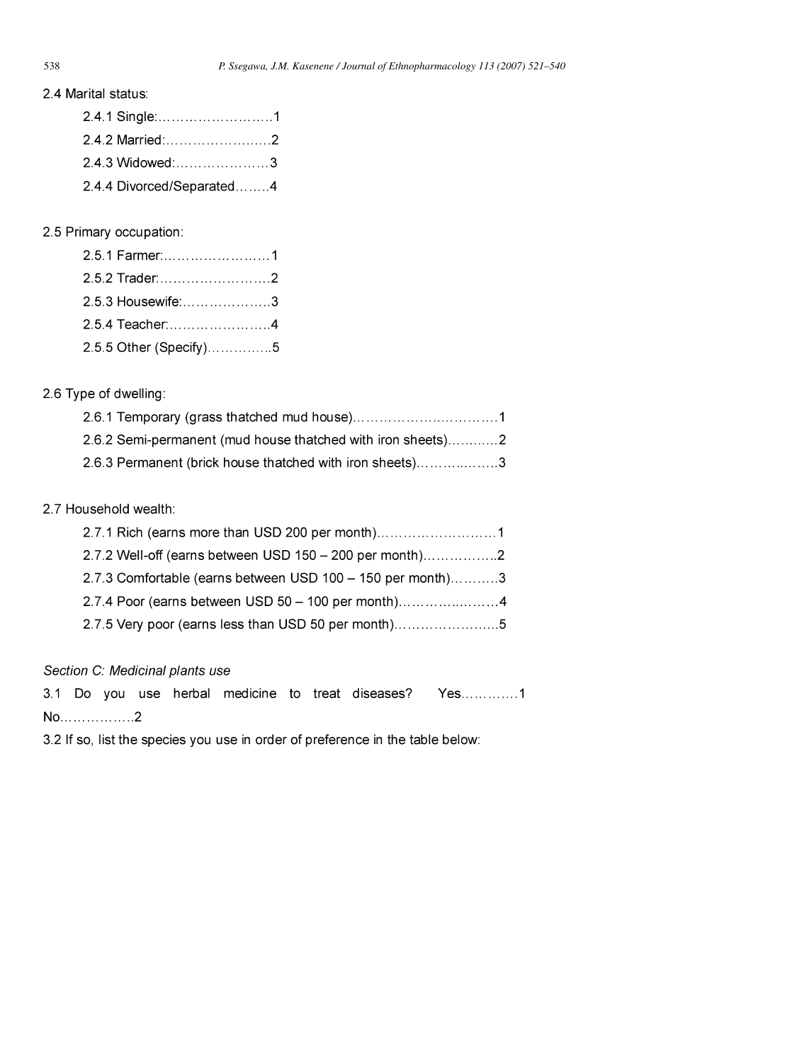2.4 Marital status:

2.4.1 Single:……………………….1

2.4.2 Married:…………………..…2

2.4.3 Widowed:…………………3

2.4.4 Divorced/Separated……..4

2.5 Primary occupation:

2.5.1 Farmer:……………………1

2.5.2 Trader:……………………..2

2.5.3 Housewife:………………..3

2.5.4 Teacher:…………………..4

2.5.5 Other (Specify)…………..5

2.6 Type of dwelling:

2.6.1 Temporary (grass thatched mud house)…………………..…………1

2.6.2 Semi-permanent (mud house thatched with iron sheets)……..…..2

2.6.3 Permanent (brick house thatched with iron sheets)………..……..3

2.7 Household wealth:

2.7.1 Rich (earns more than USD 200 per month)………………………1

2.7.2 Well-off (earns between USD 150 – 200 per month)……………..2

2.7.3 Comfortable (earns between USD 100 – 150 per month)………..3

2.7.4 Poor (earns between USD 50 – 100 per month)……………..……4

2.7.5 Very poor (earns less than USD 50 per month)…………………..5

*Section C: Medicinal plants use*

3.1 Do you use herbal medicine to treat diseases? Yes………….1 No……………..2

3.2 If so, list the species you use in order of preference in the table below: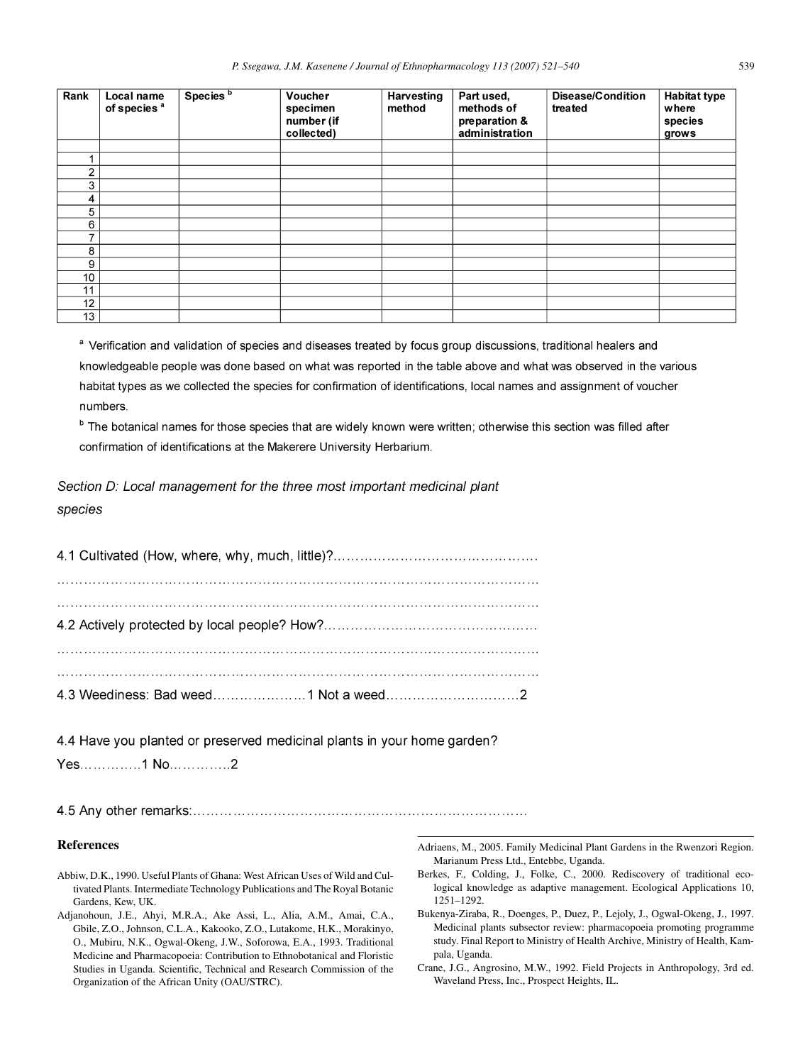| Rank | Local name of species [a] | Species [b] | Voucher specimen number (if collected) | Harvesting method | Part used, methods of preparation & administration | Disease/Condition treated | Habitat type where species grows |
|---|---|---|---|---|---|---|---|
| | | | | | | | |
| 1 | | | | | | | |
| 2 | | | | | | | |
| 3 | | | | | | | |
| 4 | | | | | | | |
| 5 | | | | | | | |
| 6 | | | | | | | |
| 7 | | | | | | | |
| 8 | | | | | | | |
| 9 | | | | | | | |
| 10 | | | | | | | |
| 11 | | | | | | | |
| 12 | | | | | | | |
| 13 | | | | | | | |

[a] Verification and validation of species and diseases treated by focus group discussions, traditional healers and knowledgeable people was done based on what was reported in the table above and what was observed in the various habitat types as we collected the species for confirmation of identifications, local names and assignment of voucher numbers.

[b] The botanical names for those species that are widely known were written; otherwise this section was filled after confirmation of identifications at the Makerere University Herbarium.

*Section D: Local management for the three most important medicinal plant species*

4.1 Cultivated (How, where, why, much, little)?……………………………………….
…………………………………………………………………………………………………
…………………………………………………………………………………………………

4.2 Actively protected by local people? How?……………………………………………
…………………………………………………………………………………………………
…………………………………………………………………………………………………

4.3 Weediness: Bad weed…………………1 Not a weed…………………………2

4.4 Have you planted or preserved medicinal plants in your home garden?
Yes……………1 No…………..2

4.5 Any other remarks:……………………………………………………………………

## References

Abbiw, D.K., 1990. Useful Plants of Ghana: West African Uses of Wild and Cultivated Plants. Intermediate Technology Publications and The Royal Botanic Gardens, Kew, UK.

Adjanohoun, J.E., Ahyi, M.R.A., Ake Assi, L., Alia, A.M., Amai, C.A., Gbile, Z.O., Johnson, C.L.A., Kakooko, Z.O., Lutakome, H.K., Morakinyo, O., Mubiru, N.K., Ogwal-Okeng, J.W., Soforowa, E.A., 1993. Traditional Medicine and Pharmacopoeia: Contribution to Ethnobotanical and Floristic Studies in Uganda. Scientific, Technical and Research Commission of the Organization of the African Unity (OAU/STRC).

Adriaens, M., 2005. Family Medicinal Plant Gardens in the Rwenzori Region. Marianum Press Ltd., Entebbe, Uganda.

Berkes, F., Colding, J., Folke, C., 2000. Rediscovery of traditional ecological knowledge as adaptive management. Ecological Applications 10, 1251–1292.

Bukenya-Ziraba, R., Doenges, P., Duez, P., Lejoly, J., Ogwal-Okeng, J., 1997. Medicinal plants subsector review: pharmacopoeia promoting programme study. Final Report to Ministry of Health Archive, Ministry of Health, Kampala, Uganda.

Crane, J.G., Angrosino, M.W., 1992. Field Projects in Anthropology, 3rd ed. Waveland Press, Inc., Prospect Heights, IL.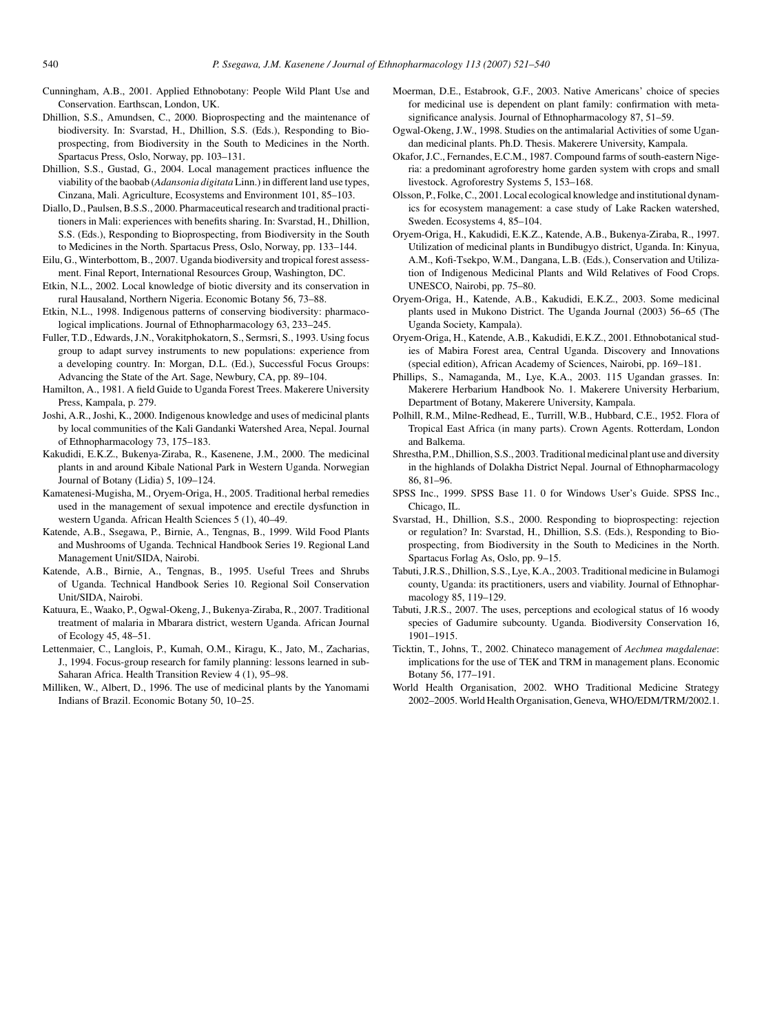Cunningham, A.B., 2001. Applied Ethnobotany: People Wild Plant Use and Conservation. Earthscan, London, UK.

Dhillion, S.S., Amundsen, C., 2000. Bioprospecting and the maintenance of biodiversity. In: Svarstad, H., Dhillion, S.S. (Eds.), Responding to Bioprospecting, from Biodiversity in the South to Medicines in the North. Spartacus Press, Oslo, Norway, pp. 103–131.

Dhillion, S.S., Gustad, G., 2004. Local management practices influence the viability of the baobab (*Adansonia digitata* Linn.) in different land use types, Cinzana, Mali. Agriculture, Ecosystems and Environment 101, 85–103.

Diallo, D., Paulsen, B.S.S., 2000. Pharmaceutical research and traditional practitioners in Mali: experiences with benefits sharing. In: Svarstad, H., Dhillion, S.S. (Eds.), Responding to Bioprospecting, from Biodiversity in the South to Medicines in the North. Spartacus Press, Oslo, Norway, pp. 133–144.

Eilu, G., Winterbottom, B., 2007. Uganda biodiversity and tropical forest assessment. Final Report, International Resources Group, Washington, DC.

Etkin, N.L., 2002. Local knowledge of biotic diversity and its conservation in rural Hausaland, Northern Nigeria. Economic Botany 56, 73–88.

Etkin, N.L., 1998. Indigenous patterns of conserving biodiversity: pharmacological implications. Journal of Ethnopharmacology 63, 233–245.

Fuller, T.D., Edwards, J.N., Vorakitphokatorn, S., Sermsri, S., 1993. Using focus group to adapt survey instruments to new populations: experience from a developing country. In: Morgan, D.L. (Ed.), Successful Focus Groups: Advancing the State of the Art. Sage, Newbury, CA, pp. 89–104.

Hamilton, A., 1981. A field Guide to Uganda Forest Trees. Makerere University Press, Kampala, p. 279.

Joshi, A.R., Joshi, K., 2000. Indigenous knowledge and uses of medicinal plants by local communities of the Kali Gandanki Watershed Area, Nepal. Journal of Ethnopharmacology 73, 175–183.

Kakudidi, E.K.Z., Bukenya-Ziraba, R., Kasenene, J.M., 2000. The medicinal plants in and around Kibale National Park in Western Uganda. Norwegian Journal of Botany (Lidia) 5, 109–124.

Kamatenesi-Mugisha, M., Oryem-Origa, H., 2005. Traditional herbal remedies used in the management of sexual impotence and erectile dysfunction in western Uganda. African Health Sciences 5 (1), 40–49.

Katende, A.B., Ssegawa, P., Birnie, A., Tengnas, B., 1999. Wild Food Plants and Mushrooms of Uganda. Technical Handbook Series 19. Regional Land Management Unit/SIDA, Nairobi.

Katende, A.B., Birnie, A., Tengnas, B., 1995. Useful Trees and Shrubs of Uganda. Technical Handbook Series 10. Regional Soil Conservation Unit/SIDA, Nairobi.

Katuura, E., Waako, P., Ogwal-Okeng, J., Bukenya-Ziraba, R., 2007. Traditional treatment of malaria in Mbarara district, western Uganda. African Journal of Ecology 45, 48–51.

Lettenmaier, C., Langlois, P., Kumah, O.M., Kiragu, K., Jato, M., Zacharias, J., 1994. Focus-group research for family planning: lessons learned in sub-Saharan Africa. Health Transition Review 4 (1), 95–98.

Milliken, W., Albert, D., 1996. The use of medicinal plants by the Yanomami Indians of Brazil. Economic Botany 50, 10–25.

Moerman, D.E., Estabrook, G.F., 2003. Native Americans' choice of species for medicinal use is dependent on plant family: confirmation with meta-significance analysis. Journal of Ethnopharmacology 87, 51–59.

Ogwal-Okeng, J.W., 1998. Studies on the antimalarial Activities of some Ugandan medicinal plants. Ph.D. Thesis. Makerere University, Kampala.

Okafor, J.C., Fernandes, E.C.M., 1987. Compound farms of south-eastern Nigeria: a predominant agroforestry home garden system with crops and small livestock. Agroforestry Systems 5, 153–168.

Olsson, P., Folke, C., 2001. Local ecological knowledge and institutional dynamics for ecosystem management: a case study of Lake Racken watershed, Sweden. Ecosystems 4, 85–104.

Oryem-Origa, H., Kakudidi, E.K.Z., Katende, A.B., Bukenya-Ziraba, R., 1997. Utilization of medicinal plants in Bundibugyo district, Uganda. In: Kinyua, A.M., Kofi-Tsekpo, W.M., Dangana, L.B. (Eds.), Conservation and Utilization of Indigenous Medicinal Plants and Wild Relatives of Food Crops. UNESCO, Nairobi, pp. 75–80.

Oryem-Origa, H., Katende, A.B., Kakudidi, E.K.Z., 2003. Some medicinal plants used in Mukono District. The Uganda Journal (2003) 56–65 (The Uganda Society, Kampala).

Oryem-Origa, H., Katende, A.B., Kakudidi, E.K.Z., 2001. Ethnobotanical studies of Mabira Forest area, Central Uganda. Discovery and Innovations (special edition), African Academy of Sciences, Nairobi, pp. 169–181.

Phillips, S., Namaganda, M., Lye, K.A., 2003. 115 Ugandan grasses. In: Makerere Herbarium Handbook No. 1. Makerere University Herbarium, Department of Botany, Makerere University, Kampala.

Polhill, R.M., Milne-Redhead, E., Turrill, W.B., Hubbard, C.E., 1952. Flora of Tropical East Africa (in many parts). Crown Agents. Rotterdam, London and Balkema.

Shrestha, P.M., Dhillion, S.S., 2003. Traditional medicinal plant use and diversity in the highlands of Dolakha District Nepal. Journal of Ethnopharmacology 86, 81–96.

SPSS Inc., 1999. SPSS Base 11. 0 for Windows User's Guide. SPSS Inc., Chicago, IL.

Svarstad, H., Dhillion, S.S., 2000. Responding to bioprospecting: rejection or regulation? In: Svarstad, H., Dhillion, S.S. (Eds.), Responding to Bioprospecting, from Biodiversity in the South to Medicines in the North. Spartacus Forlag As, Oslo, pp. 9–15.

Tabuti, J.R.S., Dhillion, S.S., Lye, K.A., 2003. Traditional medicine in Bulamogi county, Uganda: its practitioners, users and viability. Journal of Ethnopharmacology 85, 119–129.

Tabuti, J.R.S., 2007. The uses, perceptions and ecological status of 16 woody species of Gadumire subcounty. Uganda. Biodiversity Conservation 16, 1901–1915.

Ticktin, T., Johns, T., 2002. Chinateco management of *Aechmea magdalenae*: implications for the use of TEK and TRM in management plans. Economic Botany 56, 177–191.

World Health Organisation, 2002. WHO Traditional Medicine Strategy 2002–2005. World Health Organisation, Geneva, WHO/EDM/TRM/2002.1.